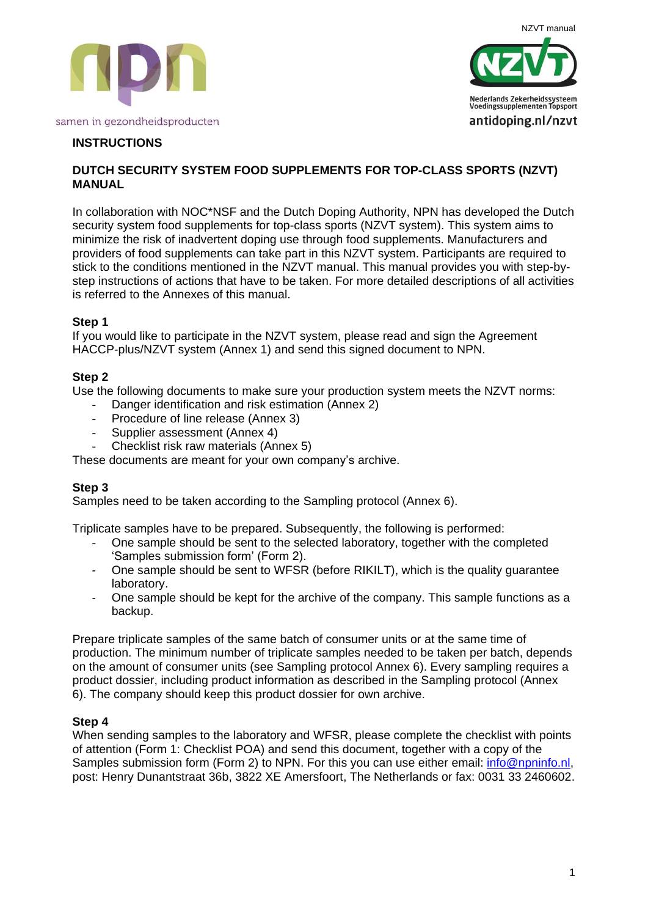samen in gezondheidsproducten

Nederlands Zekerheidssysteem Voedingssupplementen Topsport

antidoping.nl/nzvt

**INSTRUCTIONS**

**DUTCH SECURITY SYSTEM FOOD SUPPLEMENTS FOR TOP-CLASS SPORTS (NZVT) MANUAL**

In collaboration with NOC*NSF and the Dutch Doping Authority, NPN has developed the Dutch security system food supplements for top-class sports (NZVT system). This system aims to minimize the risk of inadvertent doping use through food supplements. Manufacturers and providers of food supplements can take part in this NZVT system. Participants are required to stick to the conditions mentioned in the NZVT manual. This manual provides you with step-by-step instructions of actions that have to be taken. For more detailed descriptions of all activities is referred to the Annexes of this manual.

**Step 1**

If you would like to participate in the NZVT system, please read and sign the Agreement HACCP-plus/NZVT system (Annex 1) and send this signed document to NPN.

**Step 2**

Use the following documents to make sure your production system meets the NZVT norms:

- Danger identification and risk estimation (Annex 2)
- Procedure of line release (Annex 3)
- Supplier assessment (Annex 4)
- Checklist risk raw materials (Annex 5)

These documents are meant for your own company's archive.

**Step 3**

Samples need to be taken according to the Sampling protocol (Annex 6).

Triplicate samples have to be prepared. Subsequently, the following is performed:

- One sample should be sent to the selected laboratory, together with the completed 'Samples submission form' (Form 2).
- One sample should be sent to WFSR (before RIKILT), which is the quality guarantee laboratory.
- One sample should be kept for the archive of the company. This sample functions as a backup.

Prepare triplicate samples of the same batch of consumer units or at the same time of production. The minimum number of triplicate samples needed to be taken per batch, depends on the amount of consumer units (see Sampling protocol Annex 6). Every sampling requires a product dossier, including product information as described in the Sampling protocol (Annex 6). The company should keep this product dossier for own archive.

**Step 4**

When sending samples to the laboratory and WFSR, please complete the checklist with points of attention (Form 1: Checklist POA) and send this document, together with a copy of the Samples submission form (Form 2) to NPN. For this you can use either email: info@npninfo.nl, post: Henry Dunantstraat 36b, 3822 XE Amersfoort, The Netherlands or fax: 0031 33 2460602.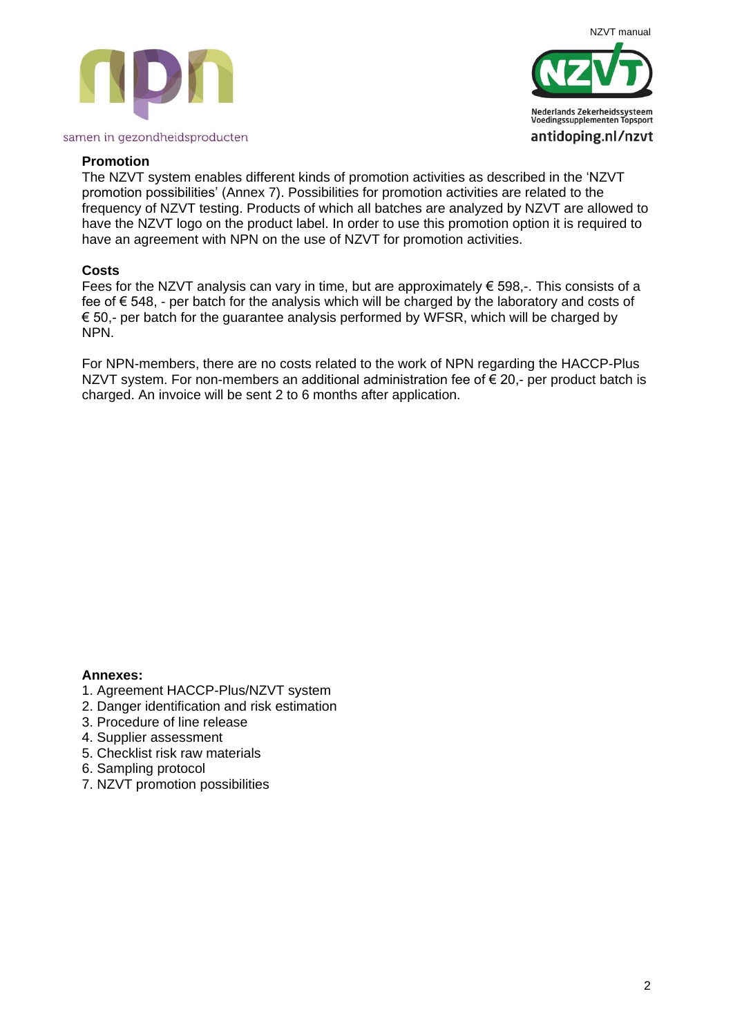**Promotion**
The NZVT system enables different kinds of promotion activities as described in the 'NZVT promotion possibilities' (Annex 7). Possibilities for promotion activities are related to the frequency of NZVT testing. Products of which all batches are analyzed by NZVT are allowed to have the NZVT logo on the product label. In order to use this promotion option it is required to have an agreement with NPN on the use of NZVT for promotion activities.

**Costs**
Fees for the NZVT analysis can vary in time, but are approximately € 598,-. This consists of a fee of € 548, - per batch for the analysis which will be charged by the laboratory and costs of € 50,- per batch for the guarantee analysis performed by WFSR, which will be charged by NPN.

For NPN-members, there are no costs related to the work of NPN regarding the HACCP-Plus NZVT system. For non-members an additional administration fee of € 20,- per product batch is charged. An invoice will be sent 2 to 6 months after application.

**Annexes:**
1. Agreement HACCP-Plus/NZVT system
2. Danger identification and risk estimation
3. Procedure of line release
4. Supplier assessment
5. Checklist risk raw materials
6. Sampling protocol
7. NZVT promotion possibilities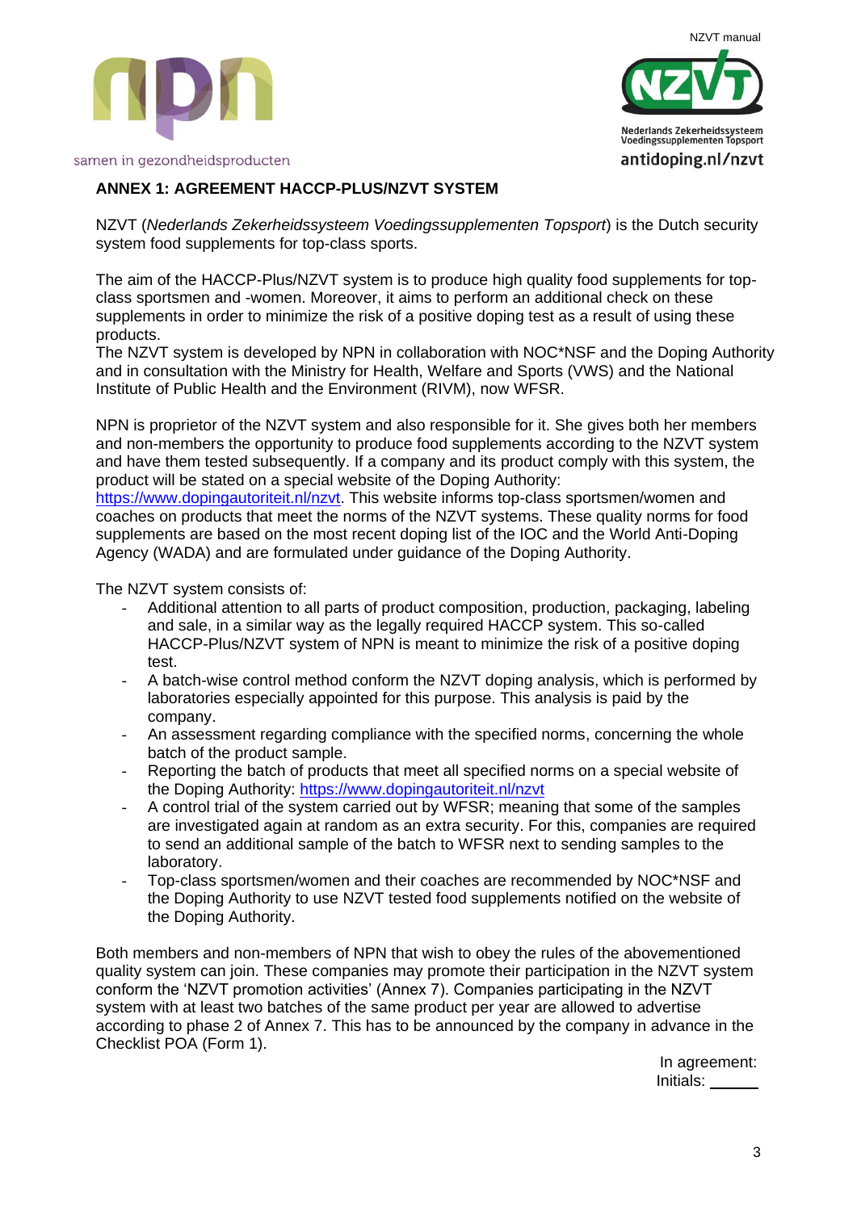## ANNEX 1: AGREEMENT HACCP-PLUS/NZVT SYSTEM

NZVT (*Nederlands Zekerheidssysteem Voedingssupplementen Topsport*) is the Dutch security system food supplements for top-class sports.

The aim of the HACCP-Plus/NZVT system is to produce high quality food supplements for top-class sportsmen and -women. Moreover, it aims to perform an additional check on these supplements in order to minimize the risk of a positive doping test as a result of using these products.
The NZVT system is developed by NPN in collaboration with NOC*NSF and the Doping Authority and in consultation with the Ministry for Health, Welfare and Sports (VWS) and the National Institute of Public Health and the Environment (RIVM), now WFSR.

NPN is proprietor of the NZVT system and also responsible for it. She gives both her members and non-members the opportunity to produce food supplements according to the NZVT system and have them tested subsequently. If a company and its product comply with this system, the product will be stated on a special website of the Doping Authority:
https://www.dopingautoriteit.nl/nzvt. This website informs top-class sportsmen/women and coaches on products that meet the norms of the NZVT systems. These quality norms for food supplements are based on the most recent doping list of the IOC and the World Anti-Doping Agency (WADA) and are formulated under guidance of the Doping Authority.

The NZVT system consists of:

- Additional attention to all parts of product composition, production, packaging, labeling and sale, in a similar way as the legally required HACCP system. This so-called HACCP-Plus/NZVT system of NPN is meant to minimize the risk of a positive doping test.
- A batch-wise control method conform the NZVT doping analysis, which is performed by laboratories especially appointed for this purpose. This analysis is paid by the company.
- An assessment regarding compliance with the specified norms, concerning the whole batch of the product sample.
- Reporting the batch of products that meet all specified norms on a special website of the Doping Authority: https://www.dopingautoriteit.nl/nzvt
- A control trial of the system carried out by WFSR; meaning that some of the samples are investigated again at random as an extra security. For this, companies are required to send an additional sample of the batch to WFSR next to sending samples to the laboratory.
- Top-class sportsmen/women and their coaches are recommended by NOC*NSF and the Doping Authority to use NZVT tested food supplements notified on the website of the Doping Authority.

Both members and non-members of NPN that wish to obey the rules of the abovementioned quality system can join. These companies may promote their participation in the NZVT system conform the 'NZVT promotion activities' (Annex 7). Companies participating in the NZVT system with at least two batches of the same product per year are allowed to advertise according to phase 2 of Annex 7. This has to be announced by the company in advance in the Checklist POA (Form 1).

In agreement:
Initials: ______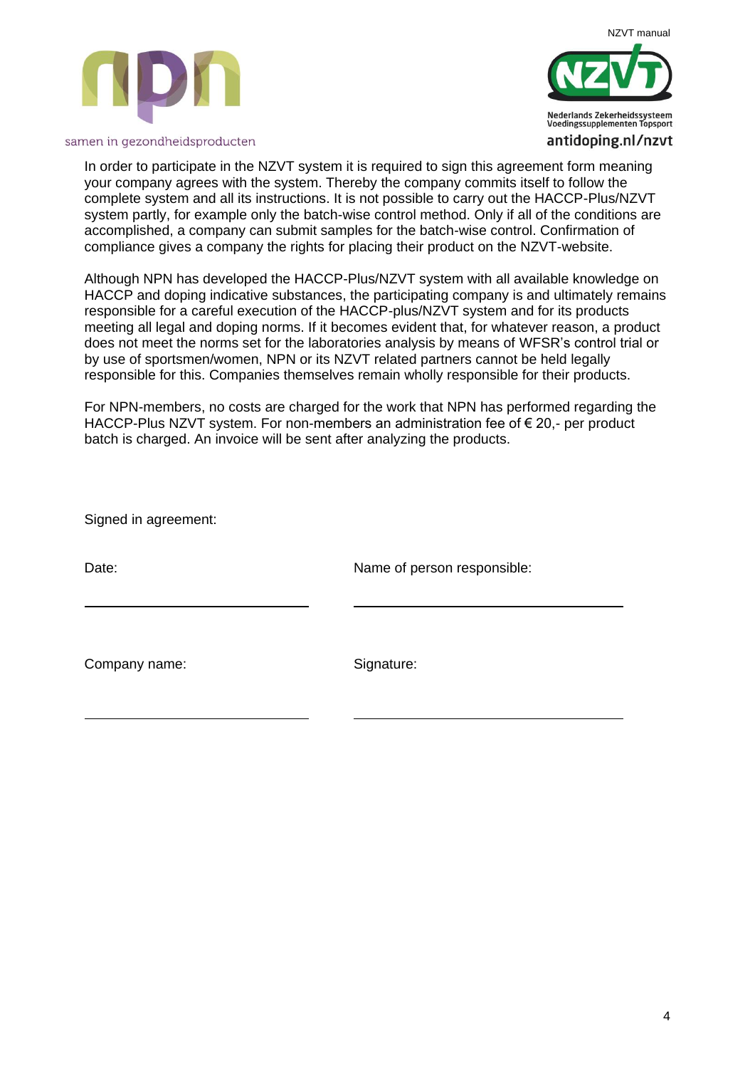In order to participate in the NZVT system it is required to sign this agreement form meaning your company agrees with the system. Thereby the company commits itself to follow the complete system and all its instructions. It is not possible to carry out the HACCP-Plus/NZVT system partly, for example only the batch-wise control method. Only if all of the conditions are accomplished, a company can submit samples for the batch-wise control. Confirmation of compliance gives a company the rights for placing their product on the NZVT-website.

Although NPN has developed the HACCP-Plus/NZVT system with all available knowledge on HACCP and doping indicative substances, the participating company is and ultimately remains responsible for a careful execution of the HACCP-plus/NZVT system and for its products meeting all legal and doping norms. If it becomes evident that, for whatever reason, a product does not meet the norms set for the laboratories analysis by means of WFSR's control trial or by use of sportsmen/women, NPN or its NZVT related partners cannot be held legally responsible for this. Companies themselves remain wholly responsible for their products.

For NPN-members, no costs are charged for the work that NPN has performed regarding the HACCP-Plus NZVT system. For non-members an administration fee of € 20,- per product batch is charged. An invoice will be sent after analyzing the products.

Signed in agreement:

Date: \_\_\_\_\_\_\_\_\_\_\_\_\_\_\_\_\_\_\_\_\_\_\_\_\_\_\_\_

Name of person responsible: \_\_\_\_\_\_\_\_\_\_\_\_\_\_\_\_\_\_\_\_\_\_\_\_\_\_\_\_

Company name: \_\_\_\_\_\_\_\_\_\_\_\_\_\_\_\_\_\_\_\_\_\_\_\_\_\_\_\_

Signature: \_\_\_\_\_\_\_\_\_\_\_\_\_\_\_\_\_\_\_\_\_\_\_\_\_\_\_\_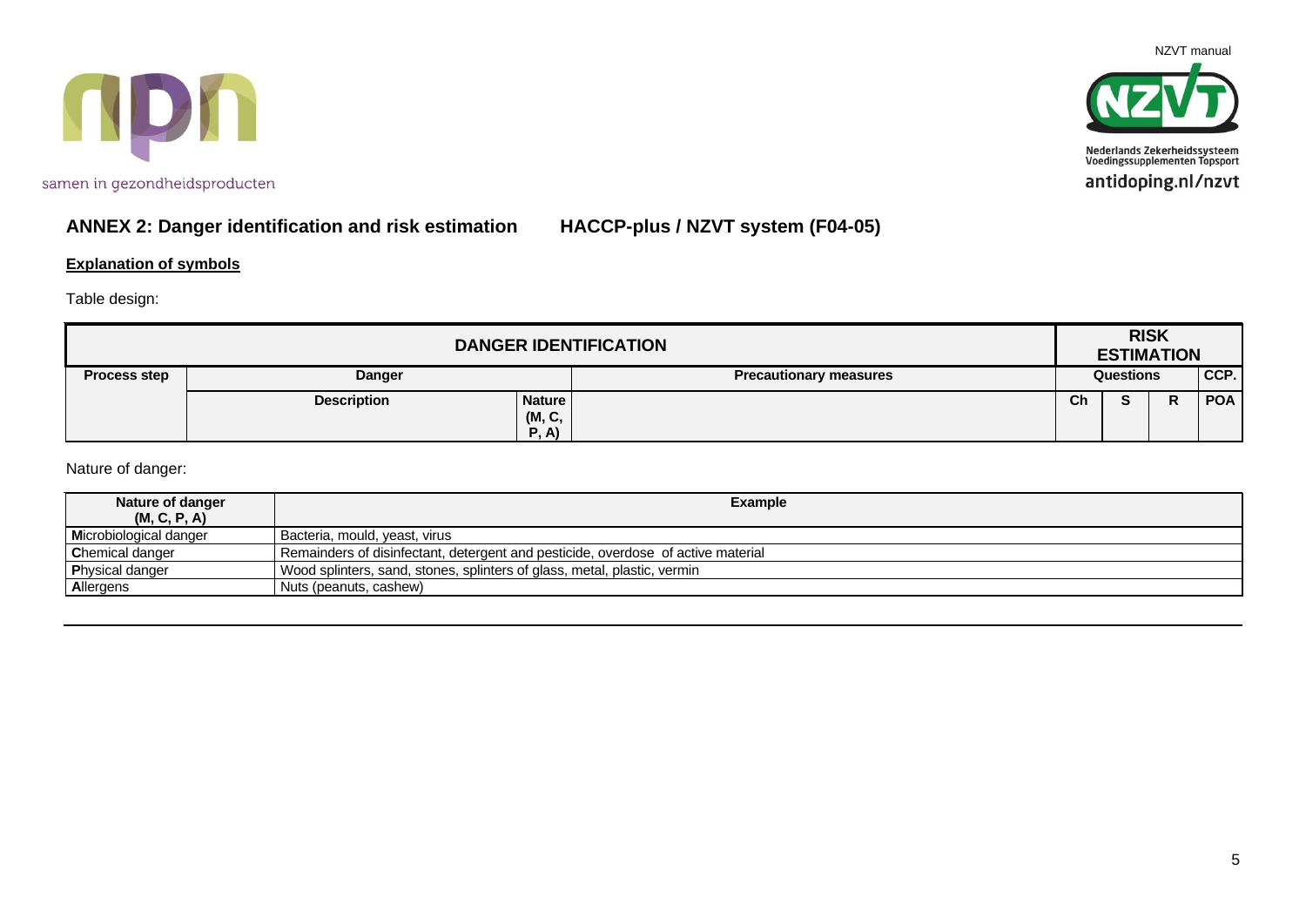## ANNEX 2: Danger identification and risk estimation HACCP-plus / NZVT system (F04-05)

**Explanation of symbols**

Table design:

| DANGER IDENTIFICATION | | | | RISK ESTIMATION | | | |
|---|---|---|---|---|---|---|---|
| **Process step** | **Danger** | | **Precautionary measures** | **Questions** | | | **CCP.** |
| | **Description** | **Nature (M, C, P, A)** | | **Ch** | **S** | **R** | **POA** |

Nature of danger:

| Nature of danger (M, C, P, A) | Example |
|---|---|
| **M**icrobiological danger | Bacteria, mould, yeast, virus |
| **C**hemical danger | Remainders of disinfectant, detergent and pesticide, overdose of active material |
| **P**hysical danger | Wood splinters, sand, stones, splinters of glass, metal, plastic, vermin |
| **A**llergens | Nuts (peanuts, cashew) |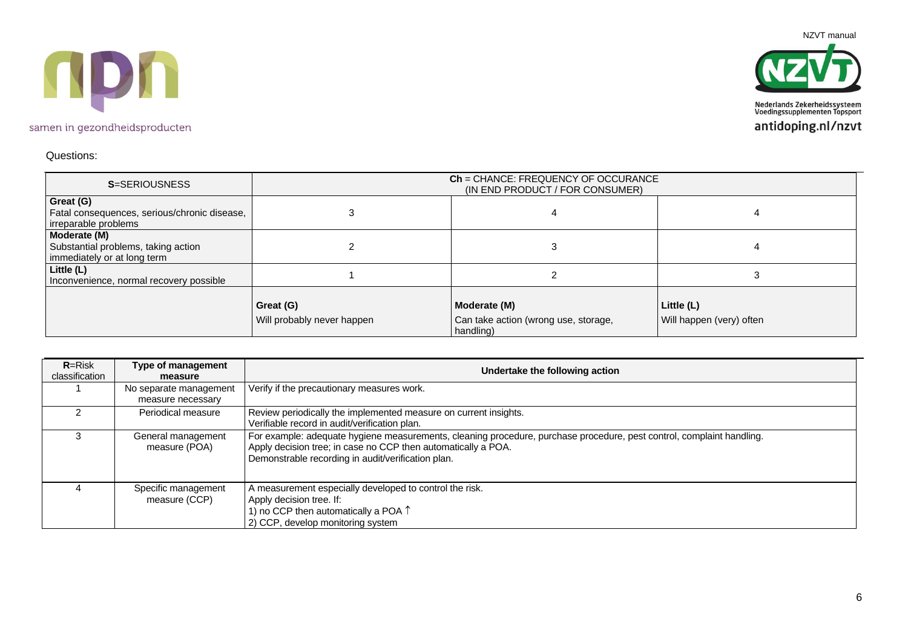Questions:

| S=SERIOUSNESS | Ch = CHANCE: FREQUENCY OF OCCURANCE (IN END PRODUCT / FOR CONSUMER) | | |
|---|---|---|---|
| **Great (G)** Fatal consequences, serious/chronic disease, irreparable problems | 3 | 4 | 4 |
| **Moderate (M)** Substantial problems, taking action immediately or at long term | 2 | 3 | 4 |
| **Little (L)** Inconvenience, normal recovery possible | 1 | 2 | 3 |
| | **Great (G)** Will probably never happen | **Moderate (M)** Can take action (wrong use, storage, handling) | **Little (L)** Will happen (very) often |

| **R**=Risk classification | **Type of management measure** | **Undertake the following action** |
|---|---|---|
| 1 | No separate management measure necessary | Verify if the precautionary measures work. |
| 2 | Periodical measure | Review periodically the implemented measure on current insights.<br>Verifiable record in audit/verification plan. |
| 3 | General management measure (POA) | For example: adequate hygiene measurements, cleaning procedure, purchase procedure, pest control, complaint handling.<br>Apply decision tree; in case no CCP then automatically a POA.<br>Demonstrable recording in audit/verification plan. |
| 4 | Specific management measure (CCP) | A measurement especially developed to control the risk.<br>Apply decision tree. If:<br>1) no CCP then automatically a POA ↑<br>2) CCP, develop monitoring system |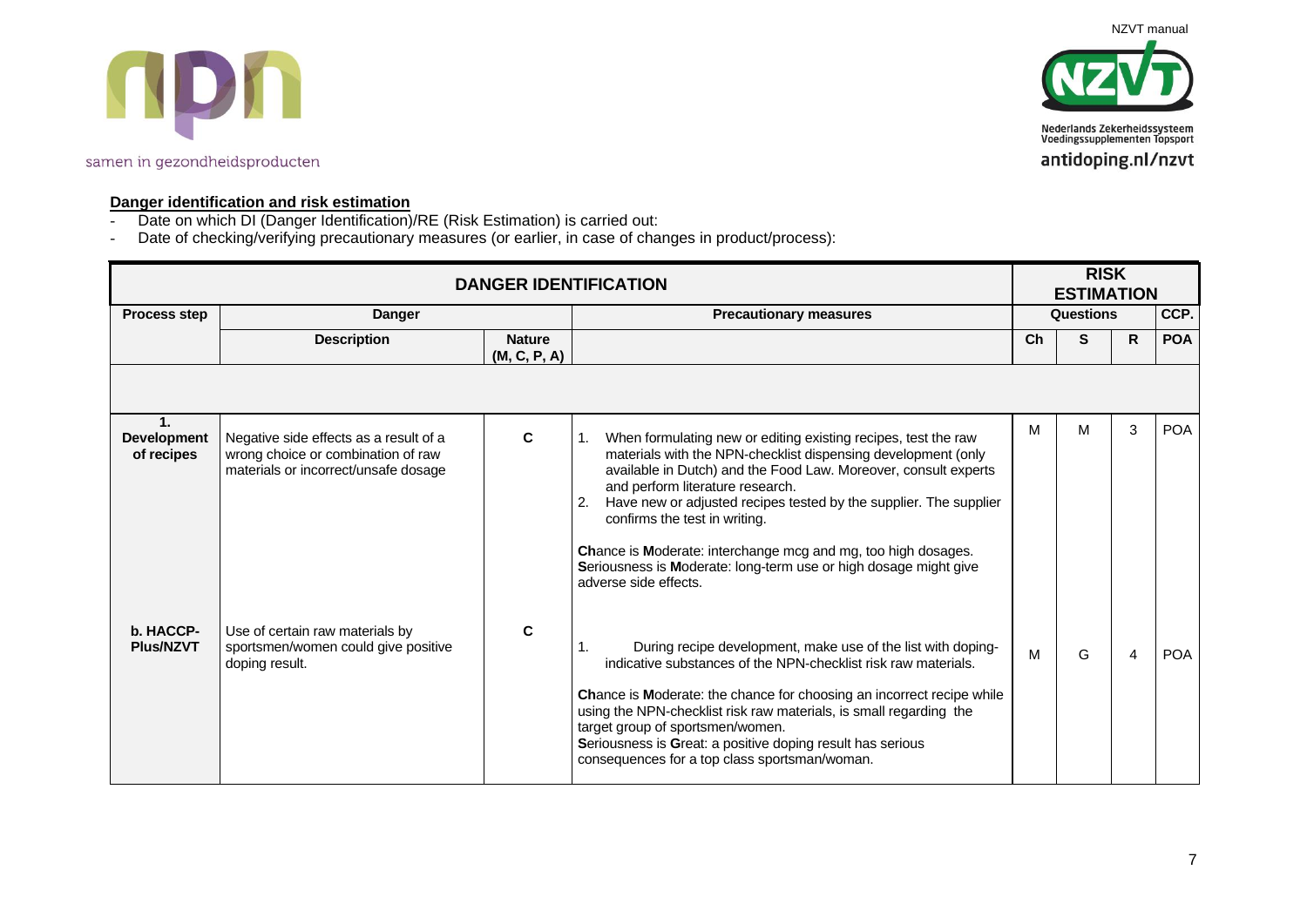**Danger identification and risk estimation**

- Date on which DI (Danger Identification)/RE (Risk Estimation) is carried out:
- Date of checking/verifying precautionary measures (or earlier, in case of changes in product/process):

| DANGER IDENTIFICATION | | | | RISK ESTIMATION | | | |
|---|---|---|---|---|---|---|---|
| **Process step** | **Danger** | | **Precautionary measures** | **Questions** | | | **CCP.** |
| | **Description** | **Nature (M, C, P, A)** | | **Ch** | **S** | **R** | **POA** |
| | | | | | | | |
| **1. Development of recipes** | Negative side effects as a result of a wrong choice or combination of raw materials or incorrect/unsafe dosage | **C** | 1. When formulating new or editing existing recipes, test the raw materials with the NPN-checklist dispensing development (only available in Dutch) and the Food Law. Moreover, consult experts and perform literature research.<br>2. Have new or adjusted recipes tested by the supplier. The supplier confirms the test in writing.<br><br>**Ch**ance is **M**oderate: interchange mcg and mg, too high dosages.<br>**S**eriousness is **M**oderate: long-term use or high dosage might give adverse side effects. | M | M | 3 | POA |
| **b. HACCP-Plus/NZVT** | Use of certain raw materials by sportsmen/women could give positive doping result. | **C** | 1. During recipe development, make use of the list with doping-indicative substances of the NPN-checklist risk raw materials.<br><br>**Ch**ance is **M**oderate: the chance for choosing an incorrect recipe while using the NPN-checklist risk raw materials, is small regarding the target group of sportsmen/women.<br>**S**eriousness is **G**reat: a positive doping result has serious consequences for a top class sportsman/woman. | M | G | 4 | POA |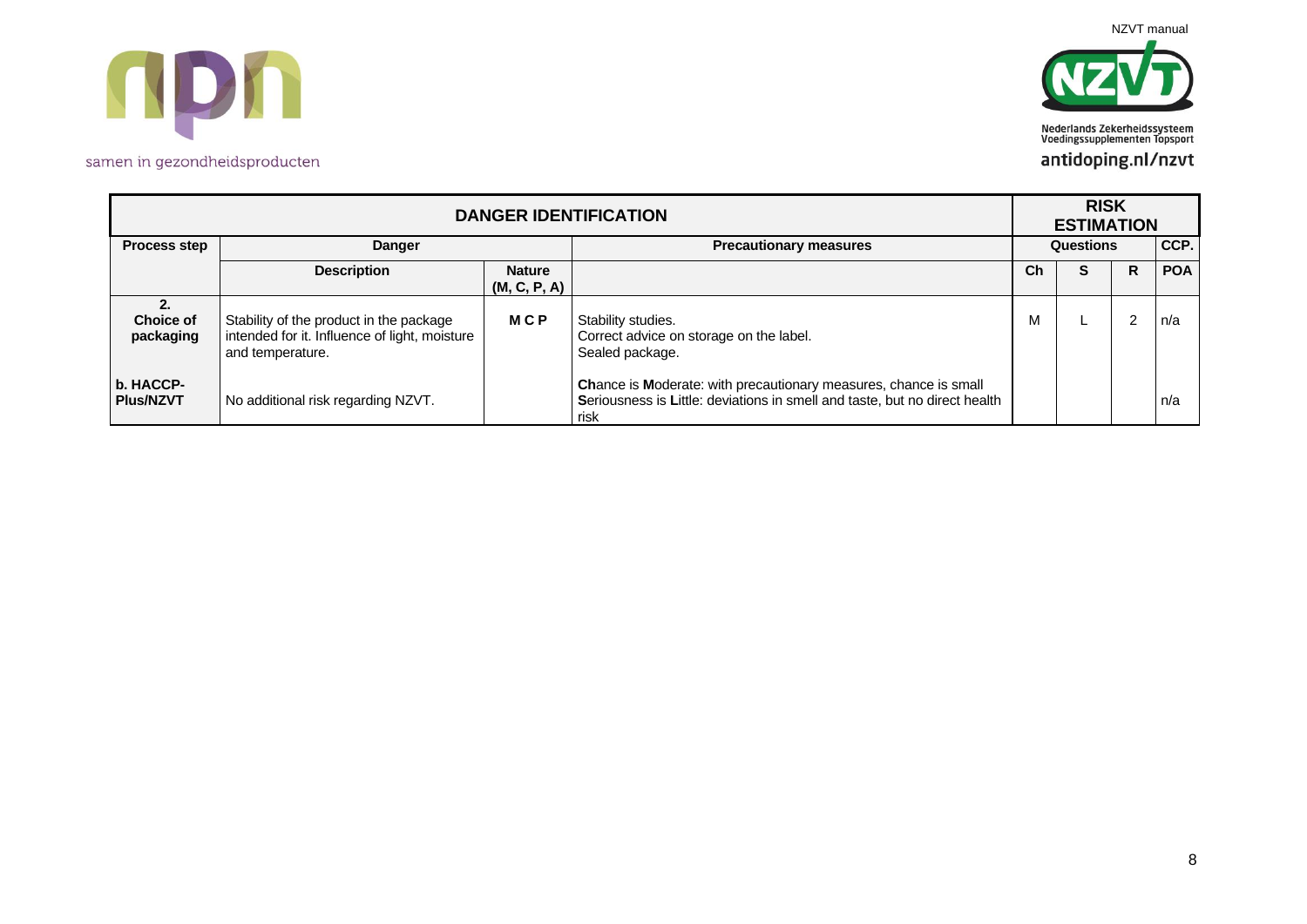| DANGER IDENTIFICATION | | | | RISK ESTIMATION | | | |
|---|---|---|---|---|---|---|---|
| **Process step** | **Danger** | | **Precautionary measures** | **Questions** | | | **CCP.** |
| | **Description** | **Nature (M, C, P, A)** | | **Ch** | **S** | **R** | **POA** |
| **2. Choice of packaging** | Stability of the product in the package intended for it. Influence of light, moisture and temperature. | **M C P** | Stability studies.<br>Correct advice on storage on the label.<br>Sealed package. | M | L | 2 | n/a |
| **b. HACCP-Plus/NZVT** | No additional risk regarding NZVT. | | **Ch**ance is **M**oderate: with precautionary measures, chance is small<br>**S**eriousness is **L**ittle: deviations in smell and taste, but no direct health risk | | | | n/a |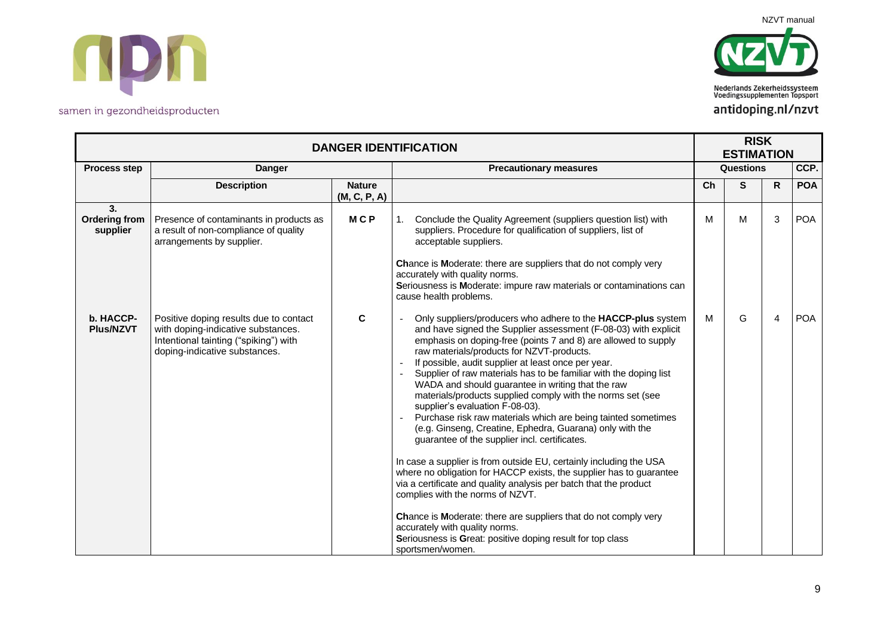| DANGER IDENTIFICATION | | | | RISK ESTIMATION | | | |
|---|---|---|---|---|---|---|---|
| **Process step** | **Danger** | | **Precautionary measures** | **Questions** | | | **CCP.** |
| | **Description** | **Nature (M, C, P, A)** | | **Ch** | **S** | **R** | **POA** |
| **3. Ordering from supplier** | Presence of contaminants in products as a result of non-compliance of quality arrangements by supplier. | **M C P** | 1. Conclude the Quality Agreement (suppliers question list) with suppliers. Procedure for qualification of suppliers, list of acceptable suppliers.<br><br>**Ch**ance is **M**oderate: there are suppliers that do not comply very accurately with quality norms.<br>**S**eriousness is **M**oderate: impure raw materials or contaminations can cause health problems. | M | M | 3 | POA |
| **b. HACCP-Plus/NZVT** | Positive doping results due to contact with doping-indicative substances. Intentional tainting ("spiking") with doping-indicative substances. | **C** | - Only suppliers/producers who adhere to the **HACCP-plus** system and have signed the Supplier assessment (F-08-03) with explicit emphasis on doping-free (points 7 and 8) are allowed to supply raw materials/products for NZVT-products.<br>- If possible, audit supplier at least once per year.<br>- Supplier of raw materials has to be familiar with the doping list WADA and should guarantee in writing that the raw materials/products supplied comply with the norms set (see supplier's evaluation F-08-03).<br>- Purchase risk raw materials which are being tainted sometimes (e.g. Ginseng, Creatine, Ephedra, Guarana) only with the guarantee of the supplier incl. certificates.<br><br>In case a supplier is from outside EU, certainly including the USA where no obligation for HACCP exists, the supplier has to guarantee via a certificate and quality analysis per batch that the product complies with the norms of NZVT.<br><br>**Ch**ance is **M**oderate: there are suppliers that do not comply very accurately with quality norms.<br>**S**eriousness is **G**reat: positive doping result for top class sportsmen/women. | M | G | 4 | POA |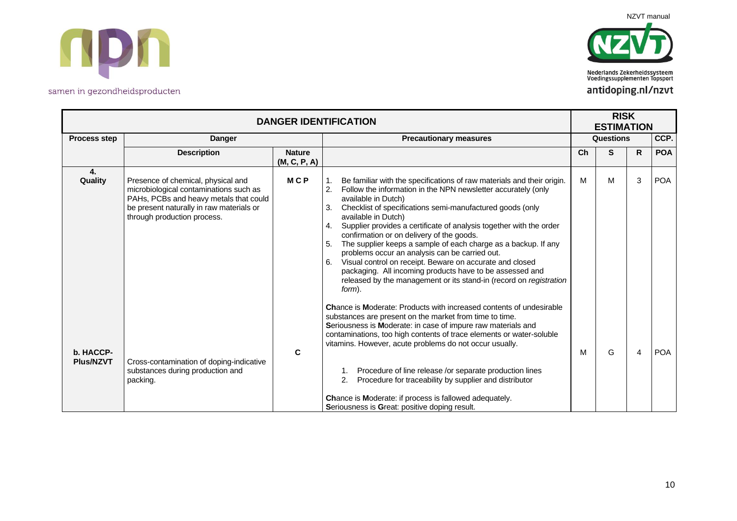| DANGER IDENTIFICATION | | | | RISK ESTIMATION | | | |
|---|---|---|---|---|---|---|---|
| **Process step** | **Danger** | | **Precautionary measures** | **Questions** | | | **CCP.** |
| | **Description** | **Nature (M, C, P, A)** | | **Ch** | **S** | **R** | **POA** |
| **4. Quality** | Presence of chemical, physical and microbiological contaminations such as PAHs, PCBs and heavy metals that could be present naturally in raw materials or through production process. | **M C P** | 1. Be familiar with the specifications of raw materials and their origin.<br>2. Follow the information in the NPN newsletter accurately (only available in Dutch)<br>3. Checklist of specifications semi-manufactured goods (only available in Dutch)<br>4. Supplier provides a certificate of analysis together with the order confirmation or on delivery of the goods.<br>5. The supplier keeps a sample of each charge as a backup. If any problems occur an analysis can be carried out.<br>6. Visual control on receipt. Beware on accurate and closed packaging. All incoming products have to be assessed and released by the management or its stand-in (record on *registration form*).<br><br>**Ch**ance is **M**oderate: Products with increased contents of undesirable substances are present on the market from time to time.<br>**S**eriousness is **M**oderate: in case of impure raw materials and contaminations, too high contents of trace elements or water-soluble vitamins. However, acute problems do not occur usually. | M | M | 3 | POA |
| **b. HACCP-Plus/NZVT** | Cross-contamination of doping-indicative substances during production and packing. | **C** | 1. Procedure of line release /or separate production lines<br>2. Procedure for traceability by supplier and distributor<br><br>**Ch**ance is **M**oderate: if process is fallowed adequately.<br>**S**eriousness is **G**reat: positive doping result. | M | G | 4 | POA |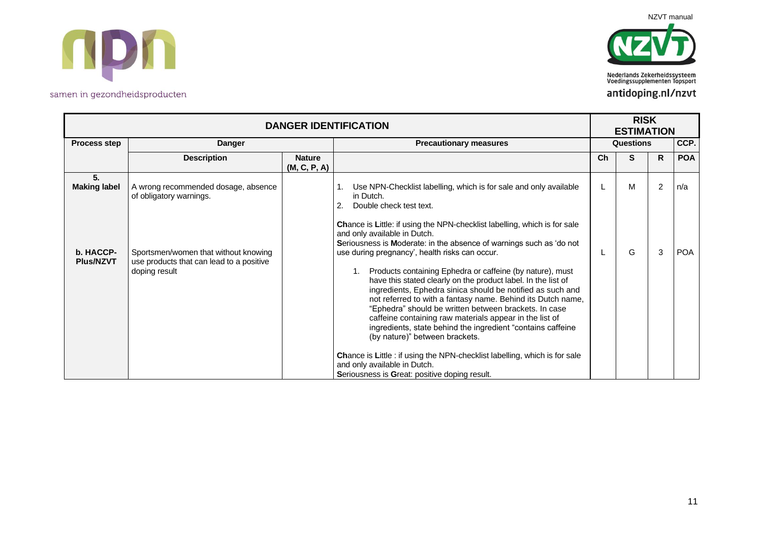| DANGER IDENTIFICATION | | | | RISK ESTIMATION | | | |
|---|---|---|---|---|---|---|---|
| **Process step** | **Danger** | | **Precautionary measures** | **Questions** | | | **CCP.** |
| | **Description** | **Nature (M, C, P, A)** | | **Ch** | **S** | **R** | **POA** |
| **5. Making label** | A wrong recommended dosage, absence of obligatory warnings. | | 1. Use NPN-Checklist labelling, which is for sale and only available in Dutch.<br>2. Double check test text.<br><br>**Ch**ance is **L**ittle: if using the NPN-checklist labelling, which is for sale and only available in Dutch.<br>**S**eriousness is **M**oderate: in the absence of warnings such as 'do not use during pregnancy', health risks can occur. | L | M | 2 | n/a |
| **b. HACCP-Plus/NZVT** | Sportsmen/women that without knowing use products that can lead to a positive doping result | | 1. Products containing Ephedra or caffeine (by nature), must have this stated clearly on the product label. In the list of ingredients, Ephedra sinica should be notified as such and not referred to with a fantasy name. Behind its Dutch name, "Ephedra" should be written between brackets. In case caffeine containing raw materials appear in the list of ingredients, state behind the ingredient "contains caffeine (by nature)" between brackets.<br><br>**Ch**ance is **L**ittle : if using the NPN-checklist labelling, which is for sale and only available in Dutch.<br>**S**eriousness is **G**reat: positive doping result. | L | G | 3 | POA |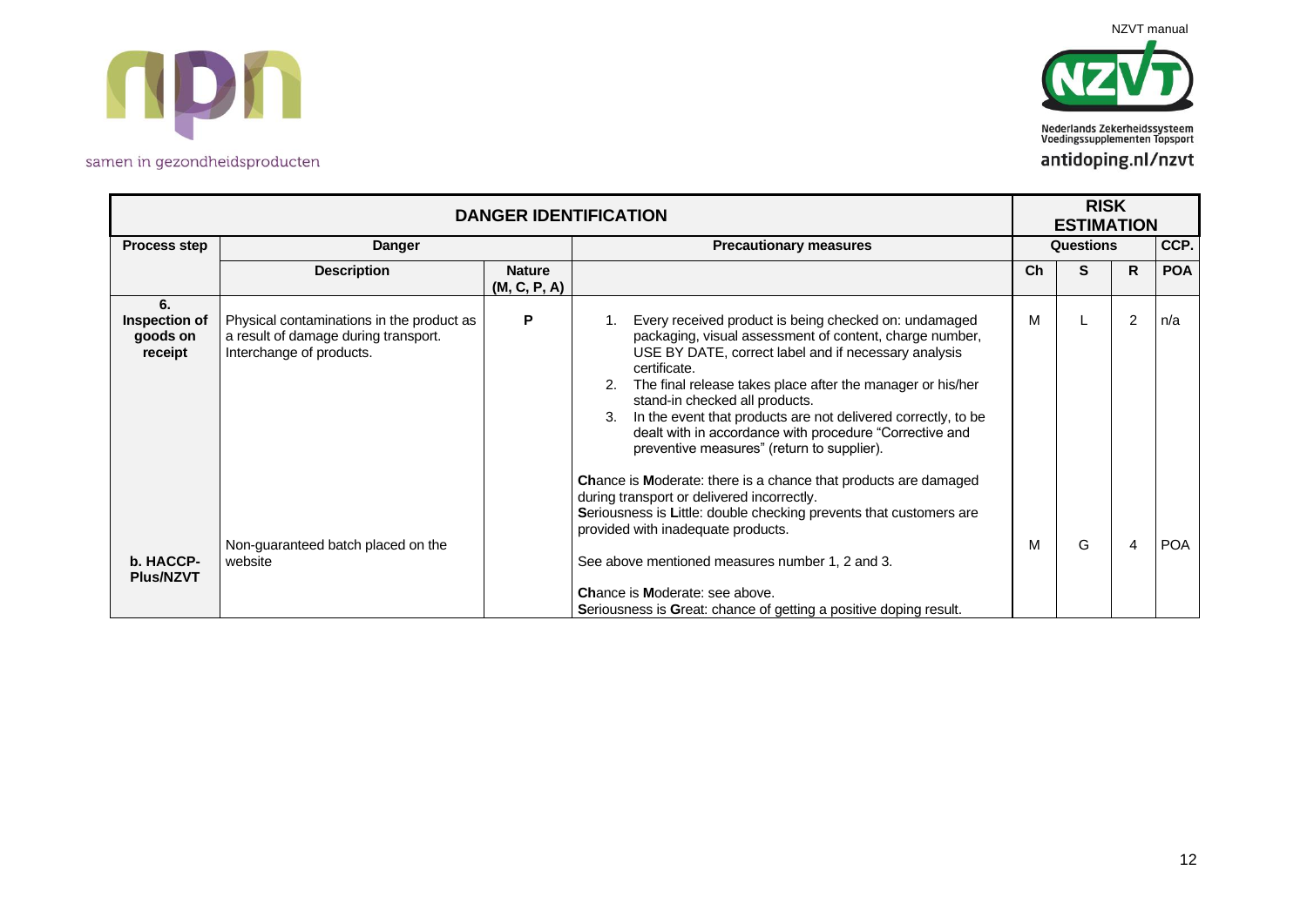| DANGER IDENTIFICATION | | | | RISK ESTIMATION | | | |
|---|---|---|---|---|---|---|---|
| **Process step** | **Danger** | | **Precautionary measures** | **Questions** | | | **CCP.** |
| | **Description** | **Nature (M, C, P, A)** | | **Ch** | **S** | **R** | **POA** |
| **6. Inspection of goods on receipt** | Physical contaminations in the product as a result of damage during transport. Interchange of products. | **P** | 1. Every received product is being checked on: undamaged packaging, visual assessment of content, charge number, USE BY DATE, correct label and if necessary analysis certificate.<br>2. The final release takes place after the manager or his/her stand-in checked all products.<br>3. In the event that products are not delivered correctly, to be dealt with in accordance with procedure "Corrective and preventive measures" (return to supplier).<br><br>**Ch**ance is **M**oderate: there is a chance that products are damaged during transport or delivered incorrectly.<br>**S**eriousness is **L**ittle: double checking prevents that customers are provided with inadequate products. | M | L | 2 | n/a |
| **b. HACCP-Plus/NZVT** | Non-guaranteed batch placed on the website | | See above mentioned measures number 1, 2 and 3.<br><br>**Ch**ance is **M**oderate: see above.<br>**S**eriousness is **G**reat: chance of getting a positive doping result. | M | G | 4 | POA |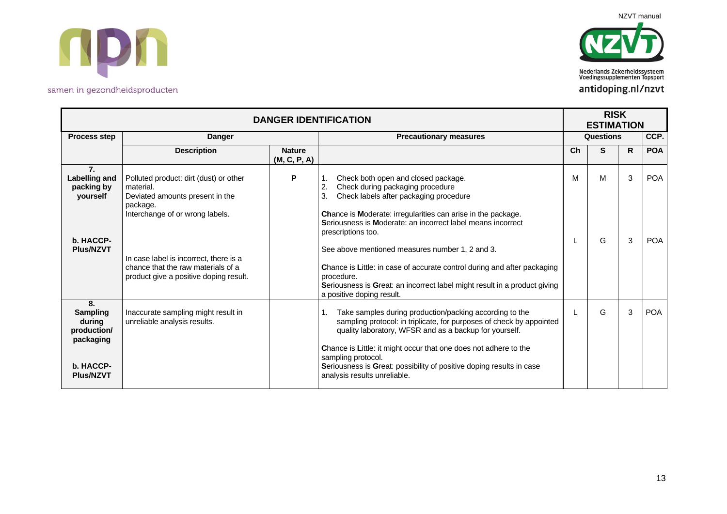| DANGER IDENTIFICATION | | | | RISK ESTIMATION | | | |
|---|---|---|---|---|---|---|---|
| **Process step** | **Danger** | | **Precautionary measures** | **Questions** | | | **CCP.** |
| | **Description** | **Nature (M, C, P, A)** | | **Ch** | **S** | **R** | **POA** |
| **7. Labelling and packing by yourself**<br><br>**b. HACCP-Plus/NZVT** | Polluted product: dirt (dust) or other material.<br>Deviated amounts present in the package.<br>Interchange of or wrong labels. | P | 1. Check both open and closed package.<br>2. Check during packaging procedure<br>3. Check labels after packaging procedure<br><br>**Ch**ance is **M**oderate: irregularities can arise in the package.<br>**S**eriousness is **M**oderate: an incorrect label means incorrect prescriptions too. | M | M | 3 | POA |
| | In case label is incorrect, there is a chance that the raw materials of a product give a positive doping result. | | See above mentioned measures number 1, 2 and 3.<br><br>**C**hance is **L**ittle: in case of accurate control during and after packaging procedure.<br>**S**eriousness is **G**reat: an incorrect label might result in a product giving a positive doping result. | L | G | 3 | POA |
| **8. Sampling during production/ packaging**<br><br>**b. HACCP-Plus/NZVT** | Inaccurate sampling might result in unreliable analysis results. | | 1. Take samples during production/packing according to the sampling protocol: in triplicate, for purposes of check by appointed quality laboratory, WFSR and as a backup for yourself.<br><br>**C**hance is **L**ittle: it might occur that one does not adhere to the sampling protocol.<br>**S**eriousness is **G**reat: possibility of positive doping results in case analysis results unreliable. | L | G | 3 | POA |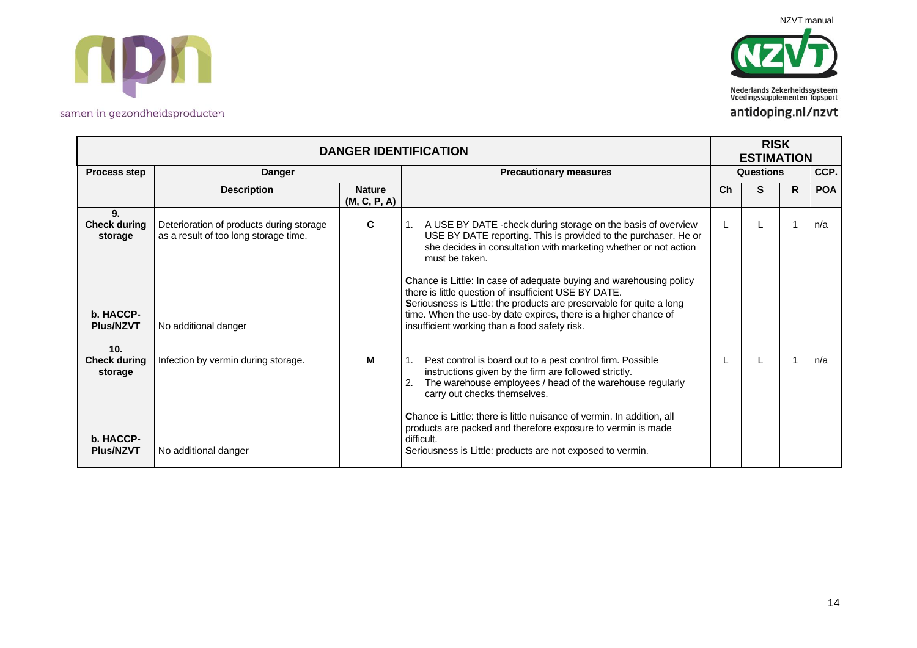| DANGER IDENTIFICATION | | | | RISK ESTIMATION | | | |
|---|---|---|---|---|---|---|---|
| **Process step** | **Danger** | | **Precautionary measures** | **Questions** | | | **CCP.** |
| | **Description** | **Nature (M, C, P, A)** | | **Ch** | **S** | **R** | **POA** |
| **9. Check during storage**<br><br>**b. HACCP-Plus/NZVT** | Deterioration of products during storage as a result of too long storage time.<br><br>No additional danger | **C** | 1. A USE BY DATE -check during storage on the basis of overview USE BY DATE reporting. This is provided to the purchaser. He or she decides in consultation with marketing whether or not action must be taken.<br><br>**C**hance is **L**ittle: In case of adequate buying and warehousing policy there is little question of insufficient USE BY DATE.<br>**S**eriousness is **L**ittle: the products are preservable for quite a long time. When the use-by date expires, there is a higher chance of insufficient working than a food safety risk. | L | L | 1 | n/a |
| **10. Check during storage**<br><br>**b. HACCP-Plus/NZVT** | Infection by vermin during storage.<br><br>No additional danger | **M** | 1. Pest control is board out to a pest control firm. Possible instructions given by the firm are followed strictly.<br>2. The warehouse employees / head of the warehouse regularly carry out checks themselves.<br><br>**C**hance is **L**ittle: there is little nuisance of vermin. In addition, all products are packed and therefore exposure to vermin is made difficult.<br>**S**eriousness is **L**ittle: products are not exposed to vermin. | L | L | 1 | n/a |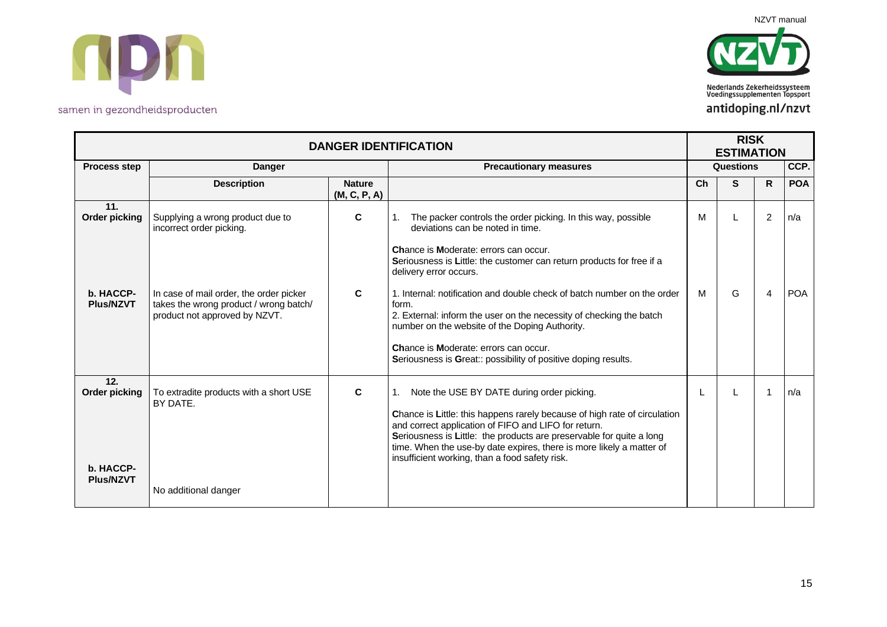| DANGER IDENTIFICATION | | | | RISK ESTIMATION | | | |
|---|---|---|---|---|---|---|---|
| Process step | Danger | | Precautionary measures | Questions | | | CCP. |
| | Description | Nature (M, C, P, A) | | Ch | S | R | POA |
| **11. Order picking** | Supplying a wrong product due to incorrect order picking. | C | 1. The packer controls the order picking. In this way, possible deviations can be noted in time.<br><br>**Ch**ance is **M**oderate: errors can occur.<br>**S**eriousness is **L**ittle: the customer can return products for free if a delivery error occurs. | M | L | 2 | n/a |
| **b. HACCP-Plus/NZVT** | In case of mail order, the order picker takes the wrong product / wrong batch/ product not approved by NZVT. | C | 1. Internal: notification and double check of batch number on the order form.<br>2. External: inform the user on the necessity of checking the batch number on the website of the Doping Authority.<br><br>**Ch**ance is **M**oderate: errors can occur.<br>**S**eriousness is **G**reat:: possibility of positive doping results. | M | G | 4 | POA |
| **12. Order picking** | To extradite products with a short USE BY DATE. | C | 1. Note the USE BY DATE during order picking.<br><br>**C**hance is **L**ittle: this happens rarely because of high rate of circulation and correct application of FIFO and LIFO for return.<br>**S**eriousness is **L**ittle: the products are preservable for quite a long time. When the use-by date expires, there is more likely a matter of insufficient working, than a food safety risk. | L | L | 1 | n/a |
| **b. HACCP-Plus/NZVT** | No additional danger | | | | | | |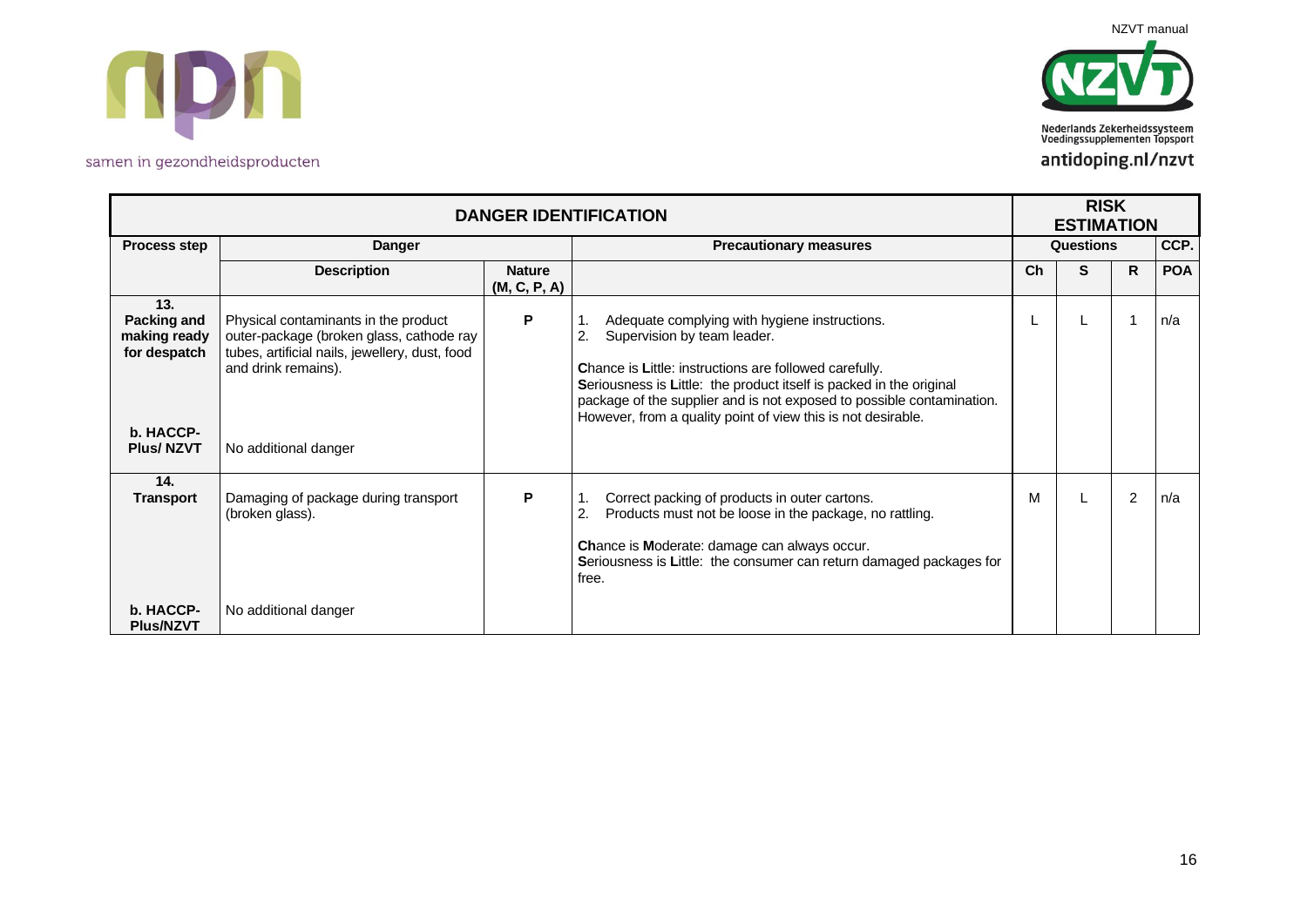| DANGER IDENTIFICATION | | | | RISK ESTIMATION | | | |
|---|---|---|---|---|---|---|---|
| **Process step** | **Danger** | | **Precautionary measures** | **Questions** | | | **CCP.** |
| | **Description** | **Nature (M, C, P, A)** | | **Ch** | **S** | **R** | **POA** |
| **13. Packing and making ready for despatch** | Physical contaminants in the product outer-package (broken glass, cathode ray tubes, artificial nails, jewellery, dust, food and drink remains). | **P** | 1. Adequate complying with hygiene instructions.<br>2. Supervision by team leader.<br><br>**C**hance is **L**ittle: instructions are followed carefully.<br>**S**eriousness is **L**ittle: the product itself is packed in the original package of the supplier and is not exposed to possible contamination. However, from a quality point of view this is not desirable. | L | L | 1 | n/a |
| **b. HACCP-Plus/ NZVT** | No additional danger | | | | | | |
| **14. Transport** | Damaging of package during transport (broken glass). | **P** | 1. Correct packing of products in outer cartons.<br>2. Products must not be loose in the package, no rattling.<br><br>**Ch**ance is **M**oderate: damage can always occur.<br>**S**eriousness is **L**ittle: the consumer can return damaged packages for free. | M | L | 2 | n/a |
| **b. HACCP-Plus/NZVT** | No additional danger | | | | | | |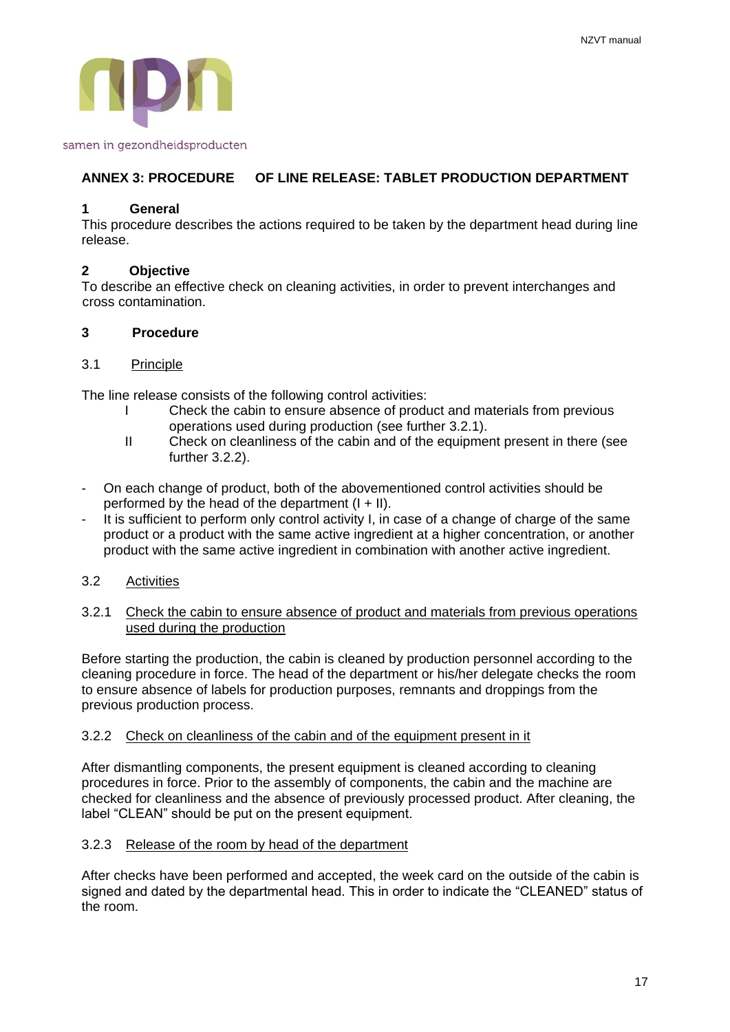## ANNEX 3: PROCEDURE OF LINE RELEASE: TABLET PRODUCTION DEPARTMENT

### 1 General

This procedure describes the actions required to be taken by the department head during line release.

### 2 Objective

To describe an effective check on cleaning activities, in order to prevent interchanges and cross contamination.

### 3 Procedure

3.1 Principle

The line release consists of the following control activities:

- I Check the cabin to ensure absence of product and materials from previous operations used during production (see further 3.2.1).
- II Check on cleanliness of the cabin and of the equipment present in there (see further 3.2.2).

- On each change of product, both of the abovementioned control activities should be performed by the head of the department (I + II).
- It is sufficient to perform only control activity I, in case of a change of charge of the same product or a product with the same active ingredient at a higher concentration, or another product with the same active ingredient in combination with another active ingredient.

3.2 Activities

3.2.1 Check the cabin to ensure absence of product and materials from previous operations used during the production

Before starting the production, the cabin is cleaned by production personnel according to the cleaning procedure in force. The head of the department or his/her delegate checks the room to ensure absence of labels for production purposes, remnants and droppings from the previous production process.

3.2.2 Check on cleanliness of the cabin and of the equipment present in it

After dismantling components, the present equipment is cleaned according to cleaning procedures in force. Prior to the assembly of components, the cabin and the machine are checked for cleanliness and the absence of previously processed product. After cleaning, the label "CLEAN" should be put on the present equipment.

3.2.3 Release of the room by head of the department

After checks have been performed and accepted, the week card on the outside of the cabin is signed and dated by the departmental head. This in order to indicate the "CLEANED" status of the room.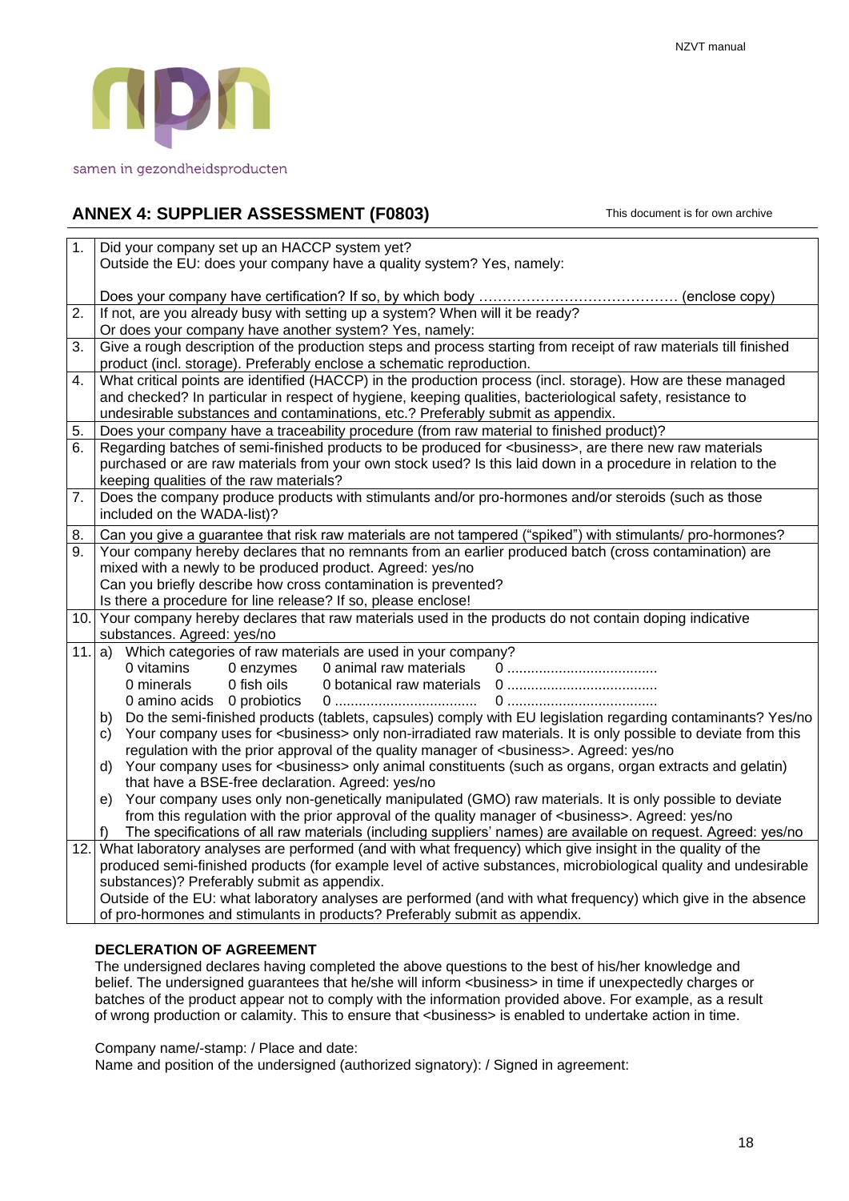## ANNEX 4: SUPPLIER ASSESSMENT (F0803)

This document is for own archive

| | |
|---|---|
| 1. | Did your company set up an HACCP system yet?<br>Outside the EU: does your company have a quality system? Yes, namely:<br><br>Does your company have certification? If so, by which body …………………………………… (enclose copy) |
| 2. | If not, are you already busy with setting up a system? When will it be ready?<br>Or does your company have another system? Yes, namely: |
| 3. | Give a rough description of the production steps and process starting from receipt of raw materials till finished product (incl. storage). Preferably enclose a schematic reproduction. |
| 4. | What critical points are identified (HACCP) in the production process (incl. storage). How are these managed and checked? In particular in respect of hygiene, keeping qualities, bacteriological safety, resistance to undesirable substances and contaminations, etc.? Preferably submit as appendix. |
| 5. | Does your company have a traceability procedure (from raw material to finished product)? |
| 6. | Regarding batches of semi-finished products to be produced for <business>, are there new raw materials purchased or are raw materials from your own stock used? Is this laid down in a procedure in relation to the keeping qualities of the raw materials? |
| 7. | Does the company produce products with stimulants and/or pro-hormones and/or steroids (such as those included on the WADA-list)? |
| 8. | Can you give a guarantee that risk raw materials are not tampered ("spiked") with stimulants/ pro-hormones? |
| 9. | Your company hereby declares that no remnants from an earlier produced batch (cross contamination) are mixed with a newly to be produced product. Agreed: yes/no<br>Can you briefly describe how cross contamination is prevented?<br>Is there a procedure for line release? If so, please enclose! |
| 10. | Your company hereby declares that raw materials used in the products do not contain doping indicative substances. Agreed: yes/no |
| 11. | a) Which categories of raw materials are used in your company?<br>0 vitamins 0 enzymes 0 animal raw materials 0 .....................................<br>0 minerals 0 fish oils 0 botanical raw materials 0 .....................................<br>0 amino acids 0 probiotics 0 ................................... 0 .....................................<br>b) Do the semi-finished products (tablets, capsules) comply with EU legislation regarding contaminants? Yes/no<br>c) Your company uses for <business> only non-irradiated raw materials. It is only possible to deviate from this regulation with the prior approval of the quality manager of <business>. Agreed: yes/no<br>d) Your company uses for <business> only animal constituents (such as organs, organ extracts and gelatin) that have a BSE-free declaration. Agreed: yes/no<br>e) Your company uses only non-genetically manipulated (GMO) raw materials. It is only possible to deviate from this regulation with the prior approval of the quality manager of <business>. Agreed: yes/no<br>f) The specifications of all raw materials (including suppliers' names) are available on request. Agreed: yes/no |
| 12. | What laboratory analyses are performed (and with what frequency) which give insight in the quality of the produced semi-finished products (for example level of active substances, microbiological quality and undesirable substances)? Preferably submit as appendix.<br>Outside of the EU: what laboratory analyses are performed (and with what frequency) which give in the absence of pro-hormones and stimulants in products? Preferably submit as appendix. |

**DECLERATION OF AGREEMENT**

The undersigned declares having completed the above questions to the best of his/her knowledge and belief. The undersigned guarantees that he/she will inform <business> in time if unexpectedly charges or batches of the product appear not to comply with the information provided above. For example, as a result of wrong production or calamity. This to ensure that <business> is enabled to undertake action in time.

Company name/-stamp: / Place and date:
Name and position of the undersigned (authorized signatory): / Signed in agreement: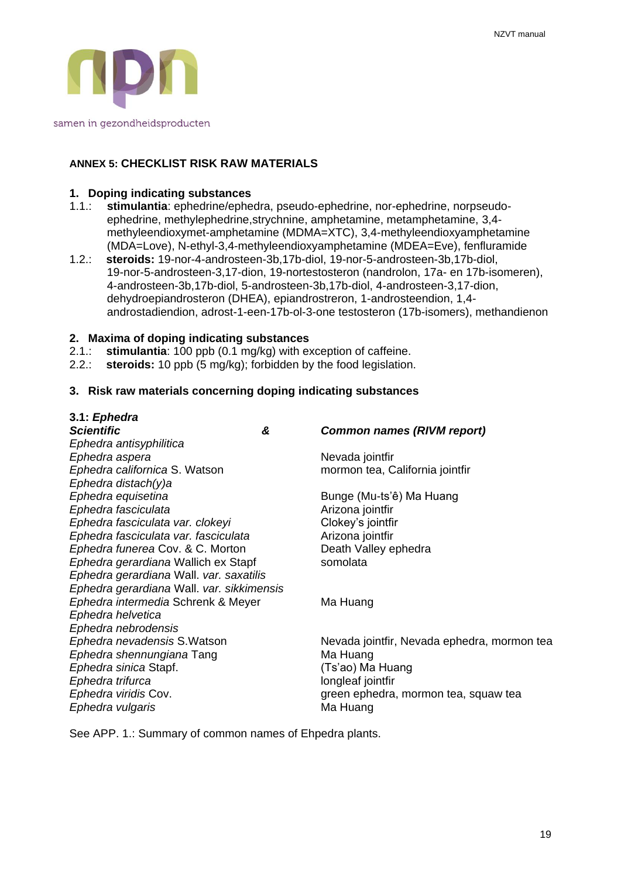## ANNEX 5: CHECKLIST RISK RAW MATERIALS

### 1. Doping indicating substances

1.1.: **stimulantia**: ephedrine/ephedra, pseudo-ephedrine, nor-ephedrine, norpseudo-ephedrine, methylephedrine,strychnine, amphetamine, metamphetamine, 3,4-methyleendioxymet-amphetamine (MDMA=XTC), 3,4-methyleendioxyamphetamine (MDA=Love), N-ethyl-3,4-methyleendioxyamphetamine (MDEA=Eve), fenfluramide

1.2.: **steroids:** 19-nor-4-androsteen-3b,17b-diol, 19-nor-5-androsteen-3b,17b-diol, 19-nor-5-androsteen-3,17-dion, 19-nortestosteron (nandrolon, 17a- en 17b-isomeren), 4-androsteen-3b,17b-diol, 5-androsteen-3b,17b-diol, 4-androsteen-3,17-dion, dehydroepiandrosteron (DHEA), epiandrostreron, 1-androsteendion, 1,4-androstadiendion, adrost-1-een-17b-ol-3-one testosteron (17b-isomers), methandienon

### 2. Maxima of doping indicating substances

2.1.: **stimulantia**: 100 ppb (0.1 mg/kg) with exception of caffeine.

2.2.: **steroids:** 10 ppb (5 mg/kg); forbidden by the food legislation.

### 3. Risk raw materials concerning doping indicating substances

**3.1: *Ephedra***

| ***Scientific*** **&** | ***Common names (RIVM report)*** |
|---|---|
| *Ephedra antisyphilitica* | |
| *Ephedra aspera* | Nevada jointfir |
| *Ephedra californica* S. Watson | mormon tea, California jointfir |
| *Ephedra distach(y)a* | |
| *Ephedra equisetina* | Bunge (Mu-ts'ê) Ma Huang |
| *Ephedra fasciculata* | Arizona jointfir |
| *Ephedra fasciculata var. clokeyi* | Clokey's jointfir |
| *Ephedra fasciculata var. fasciculata* | Arizona jointfir |
| *Ephedra funerea* Cov. & C. Morton | Death Valley ephedra |
| *Ephedra gerardiana* Wallich ex Stapf | somolata |
| *Ephedra gerardiana* Wall. *var. saxatilis* | |
| *Ephedra gerardiana* Wall. *var. sikkimensis* | |
| *Ephedra intermedia* Schrenk & Meyer | Ma Huang |
| *Ephedra helvetica* | |
| *Ephedra nebrodensis* | |
| *Ephedra nevadensis* S.Watson | Nevada jointfir, Nevada ephedra, mormon tea |
| *Ephedra shennungiana* Tang | Ma Huang |
| *Ephedra sinica* Stapf. | (Ts'ao) Ma Huang |
| *Ephedra trifurca* | longleaf jointfir |
| *Ephedra viridis* Cov. | green ephedra, mormon tea, squaw tea |
| *Ephedra vulgaris* | Ma Huang |

See APP. 1.: Summary of common names of Ehpedra plants.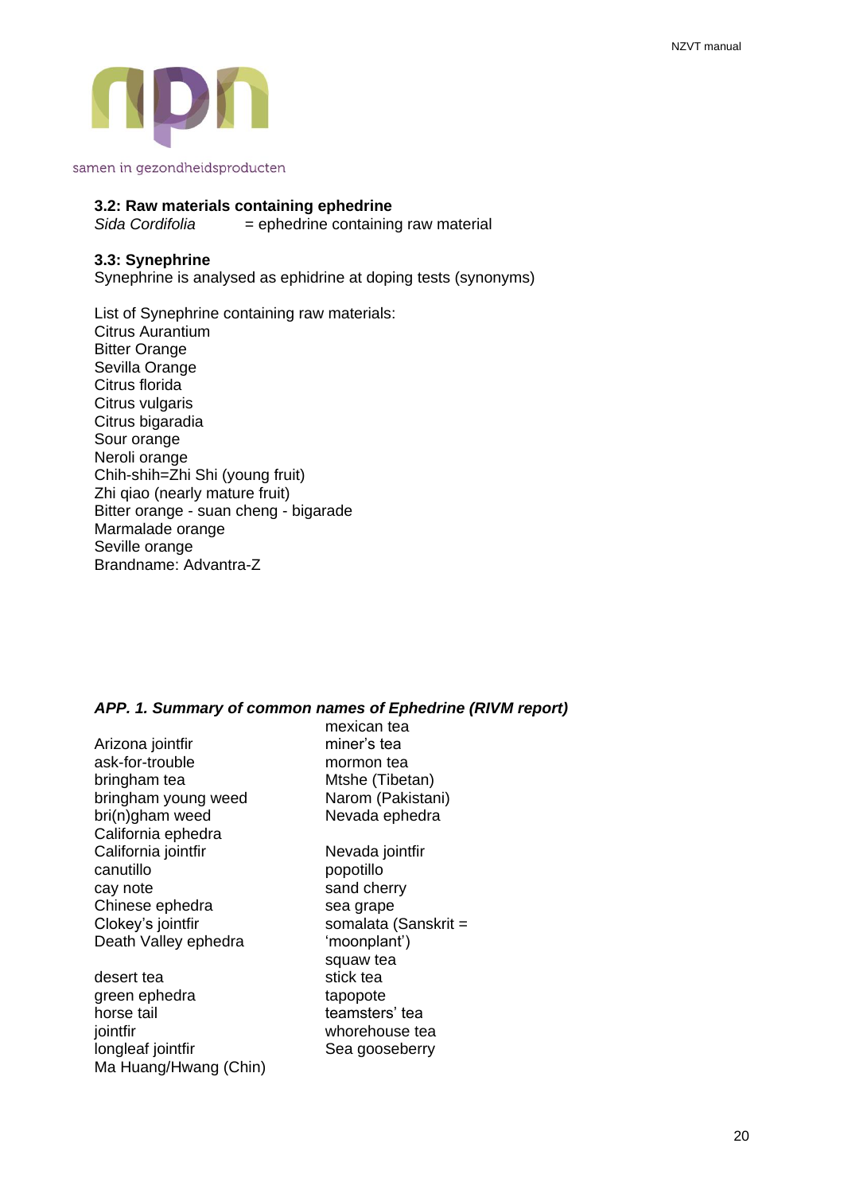### 3.2: Raw materials containing ephedrine

*Sida Cordifolia* = ephedrine containing raw material

### 3.3: Synephrine

Synephrine is analysed as ephidrine at doping tests (synonyms)

List of Synephrine containing raw materials:
Citrus Aurantium
Bitter Orange
Sevilla Orange
Citrus florida
Citrus vulgaris
Citrus bigaradia
Sour orange
Neroli orange
Chih-shih=Zhi Shi (young fruit)
Zhi qiao (nearly mature fruit)
Bitter orange - suan cheng - bigarade
Marmalade orange
Seville orange
Brandname: Advantra-Z

### *APP. 1. Summary of common names of Ephedrine (RIVM report)*

Arizona jointfir
ask-for-trouble
bringham tea
bringham young weed
bri(n)gham weed
California ephedra
California jointfir
canutillo
cay note
Chinese ephedra
Clokey's jointfir
Death Valley ephedra

desert tea
green ephedra
horse tail
jointfir
longleaf jointfir
Ma Huang/Hwang (Chin)

mexican tea
miner's tea
mormon tea
Mtshe (Tibetan)
Narom (Pakistani)
Nevada ephedra

Nevada jointfir
popotillo
sand cherry
sea grape
somalata (Sanskrit = 'moonplant')
squaw tea
stick tea
tapopote
teamsters' tea
whorehouse tea
Sea gooseberry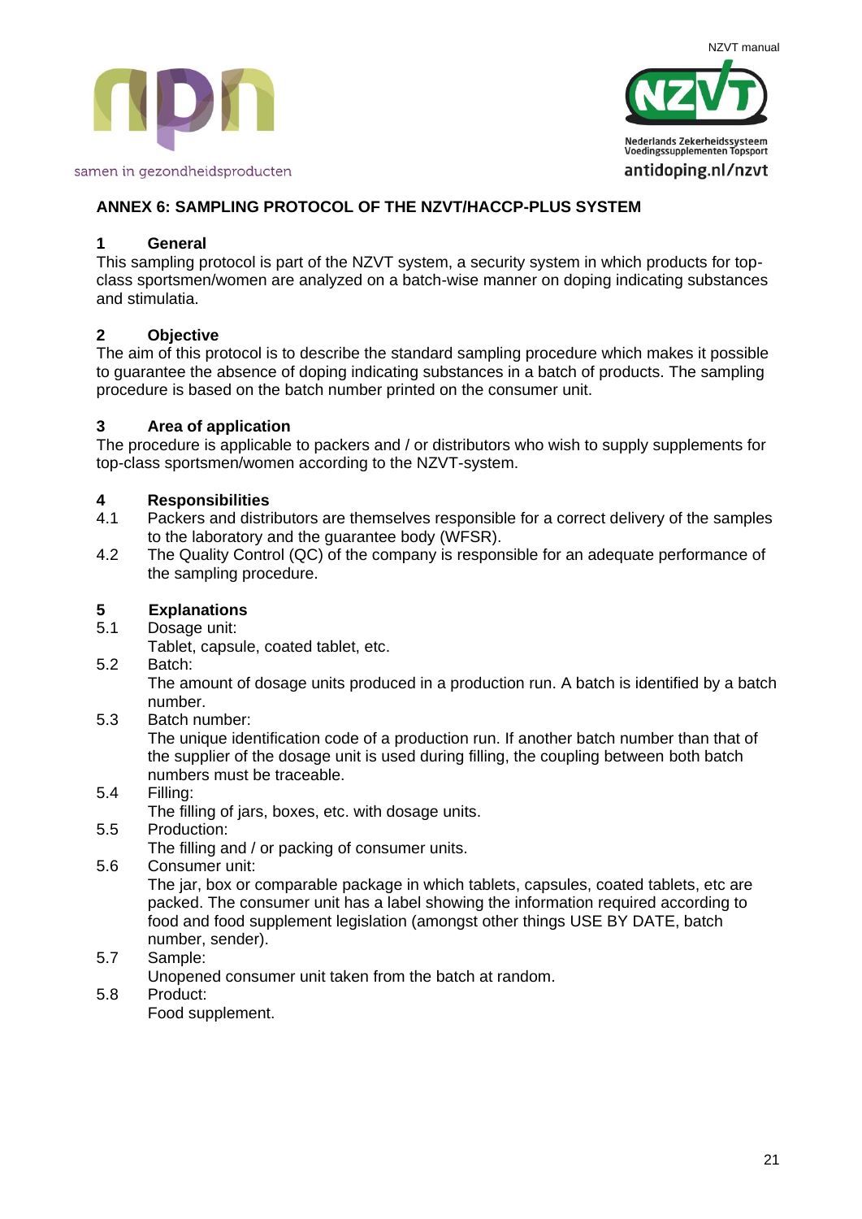## ANNEX 6: SAMPLING PROTOCOL OF THE NZVT/HACCP-PLUS SYSTEM

### 1 General

This sampling protocol is part of the NZVT system, a security system in which products for top-class sportsmen/women are analyzed on a batch-wise manner on doping indicating substances and stimulatia.

### 2 Objective

The aim of this protocol is to describe the standard sampling procedure which makes it possible to guarantee the absence of doping indicating substances in a batch of products. The sampling procedure is based on the batch number printed on the consumer unit.

### 3 Area of application

The procedure is applicable to packers and / or distributors who wish to supply supplements for top-class sportsmen/women according to the NZVT-system.

### 4 Responsibilities

4.1 Packers and distributors are themselves responsible for a correct delivery of the samples to the laboratory and the guarantee body (WFSR).

4.2 The Quality Control (QC) of the company is responsible for an adequate performance of the sampling procedure.

### 5 Explanations

5.1 Dosage unit:
Tablet, capsule, coated tablet, etc.

5.2 Batch:
The amount of dosage units produced in a production run. A batch is identified by a batch number.

5.3 Batch number:
The unique identification code of a production run. If another batch number than that of the supplier of the dosage unit is used during filling, the coupling between both batch numbers must be traceable.

5.4 Filling:
The filling of jars, boxes, etc. with dosage units.

5.5 Production:
The filling and / or packing of consumer units.

5.6 Consumer unit:
The jar, box or comparable package in which tablets, capsules, coated tablets, etc are packed. The consumer unit has a label showing the information required according to food and food supplement legislation (amongst other things USE BY DATE, batch number, sender).

5.7 Sample:
Unopened consumer unit taken from the batch at random.

5.8 Product:
Food supplement.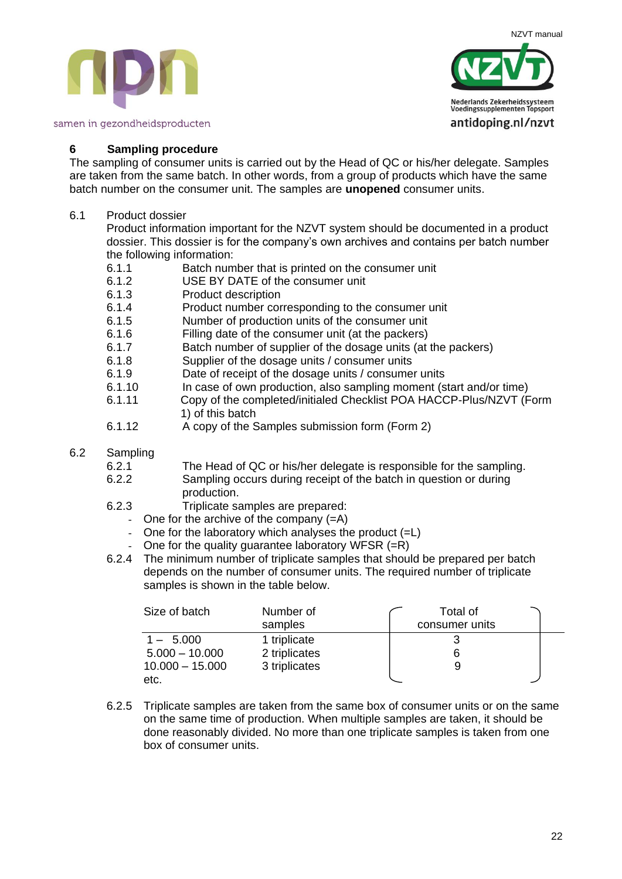## 6 Sampling procedure

The sampling of consumer units is carried out by the Head of QC or his/her delegate. Samples are taken from the same batch. In other words, from a group of products which have the same batch number on the consumer unit. The samples are **unopened** consumer units.

6.1 Product dossier

Product information important for the NZVT system should be documented in a product dossier. This dossier is for the company's own archives and contains per batch number the following information:

- 6.1.1 Batch number that is printed on the consumer unit
- 6.1.2 USE BY DATE of the consumer unit
- 6.1.3 Product description
- 6.1.4 Product number corresponding to the consumer unit
- 6.1.5 Number of production units of the consumer unit
- 6.1.6 Filling date of the consumer unit (at the packers)
- 6.1.7 Batch number of supplier of the dosage units (at the packers)
- 6.1.8 Supplier of the dosage units / consumer units
- 6.1.9 Date of receipt of the dosage units / consumer units
- 6.1.10 In case of own production, also sampling moment (start and/or time)
- 6.1.11 Copy of the completed/initialed Checklist POA HACCP-Plus/NZVT (Form 1) of this batch
- 6.1.12 A copy of the Samples submission form (Form 2)

6.2 Sampling

- 6.2.1 The Head of QC or his/her delegate is responsible for the sampling.
- 6.2.2 Sampling occurs during receipt of the batch in question or during production.
- 6.2.3 Triplicate samples are prepared:
  - One for the archive of the company (=A)
  - One for the laboratory which analyses the product (=L)
  - One for the quality guarantee laboratory WFSR (=R)
- 6.2.4 The minimum number of triplicate samples that should be prepared per batch depends on the number of consumer units. The required number of triplicate samples is shown in the table below.

| Size of batch | Number of samples | Total of consumer units |
|---|---|---|
| 1 – 5.000 | 1 triplicate | 3 |
| 5.000 – 10.000 | 2 triplicates | 6 |
| 10.000 – 15.000 | 3 triplicates | 9 |
| etc. | | |

- 6.2.5 Triplicate samples are taken from the same box of consumer units or on the same on the same time of production. When multiple samples are taken, it should be done reasonably divided. No more than one triplicate samples is taken from one box of consumer units.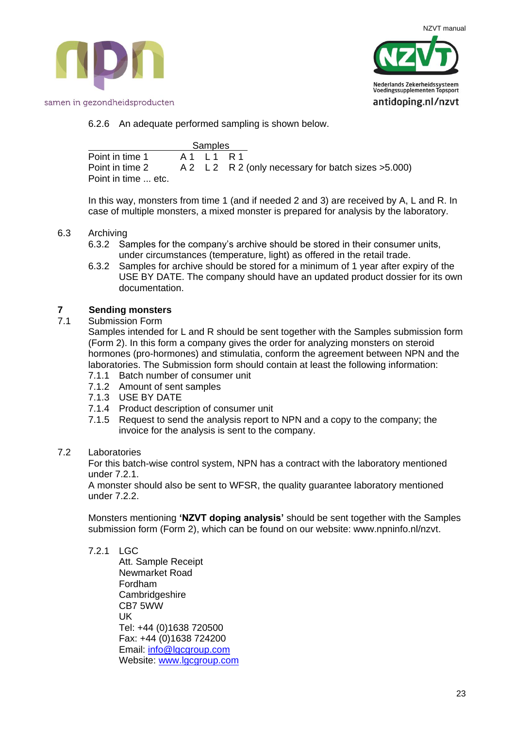6.2.6 An adequate performed sampling is shown below.

| | Samples | | |
|---|---|---|---|
| Point in time 1 | A 1 | L 1 | R 1 |
| Point in time 2 | A 2 | L 2 | R 2 (only necessary for batch sizes >5.000) |
| Point in time ... etc. | | | |

In this way, monsters from time 1 (and if needed 2 and 3) are received by A, L and R. In case of multiple monsters, a mixed monster is prepared for analysis by the laboratory.

6.3 Archiving

6.3.2 Samples for the company's archive should be stored in their consumer units, under circumstances (temperature, light) as offered in the retail trade.

6.3.2 Samples for archive should be stored for a minimum of 1 year after expiry of the USE BY DATE. The company should have an updated product dossier for its own documentation.

## 7 Sending monsters

7.1 Submission Form

Samples intended for L and R should be sent together with the Samples submission form (Form 2). In this form a company gives the order for analyzing monsters on steroid hormones (pro-hormones) and stimulatia, conform the agreement between NPN and the laboratories. The Submission form should contain at least the following information:

7.1.1 Batch number of consumer unit
7.1.2 Amount of sent samples
7.1.3 USE BY DATE
7.1.4 Product description of consumer unit
7.1.5 Request to send the analysis report to NPN and a copy to the company; the invoice for the analysis is sent to the company.

7.2 Laboratories

For this batch-wise control system, NPN has a contract with the laboratory mentioned under 7.2.1.
A monster should also be sent to WFSR, the quality guarantee laboratory mentioned under 7.2.2.

Monsters mentioning **'NZVT doping analysis'** should be sent together with the Samples submission form (Form 2), which can be found on our website: www.npninfo.nl/nzvt.

7.2.1 LGC
Att. Sample Receipt
Newmarket Road
Fordham
Cambridgeshire
CB7 5WW
UK
Tel: +44 (0)1638 720500
Fax: +44 (0)1638 724200
Email: info@lgcgroup.com
Website: www.lgcgroup.com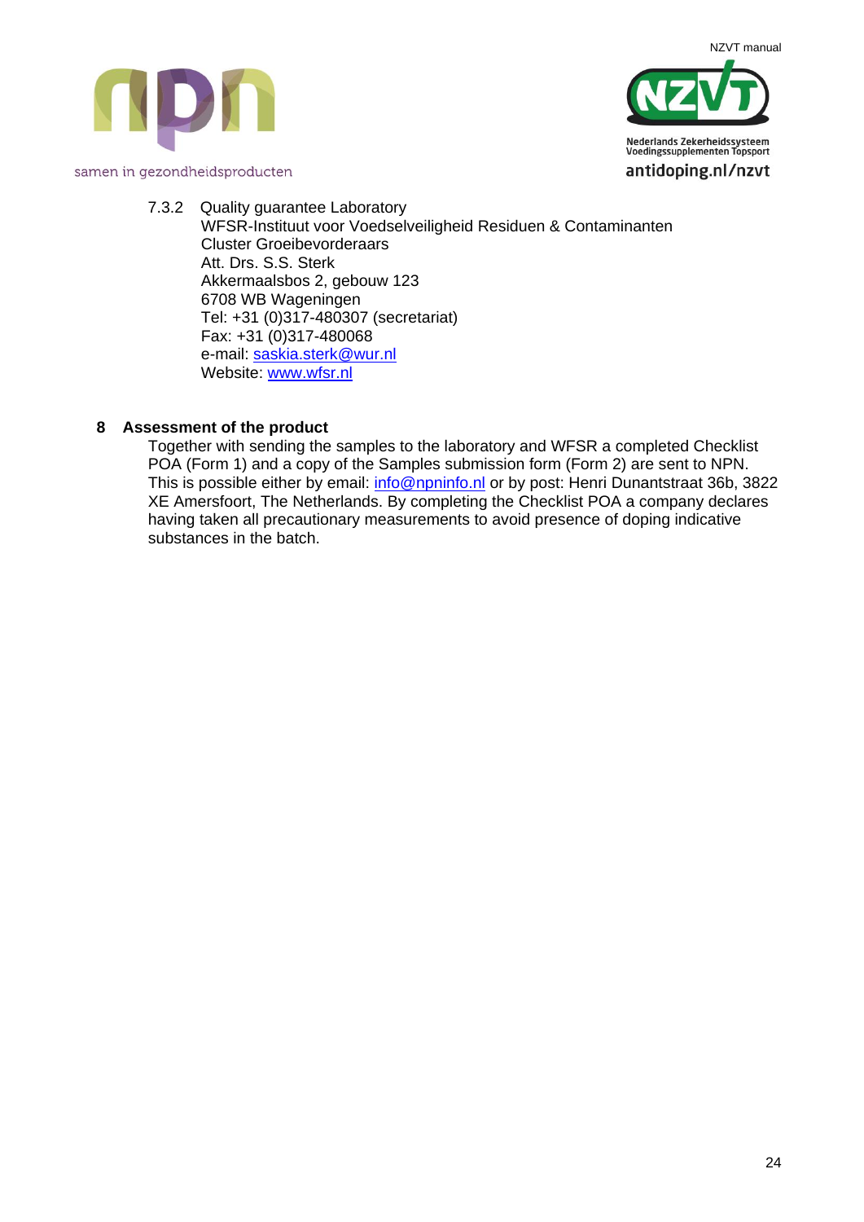7.3.2 Quality guarantee Laboratory

WFSR-Instituut voor Voedselveiligheid Residuen & Contaminanten
Cluster Groeibevorderaars
Att. Drs. S.S. Sterk
Akkermaalsbos 2, gebouw 123
6708 WB Wageningen
Tel: +31 (0)317-480307 (secretariat)
Fax: +31 (0)317-480068
e-mail: saskia.sterk@wur.nl
Website: www.wfsr.nl

## 8 Assessment of the product

Together with sending the samples to the laboratory and WFSR a completed Checklist POA (Form 1) and a copy of the Samples submission form (Form 2) are sent to NPN. This is possible either by email: info@npninfo.nl or by post: Henri Dunantstraat 36b, 3822 XE Amersfoort, The Netherlands. By completing the Checklist POA a company declares having taken all precautionary measurements to avoid presence of doping indicative substances in the batch.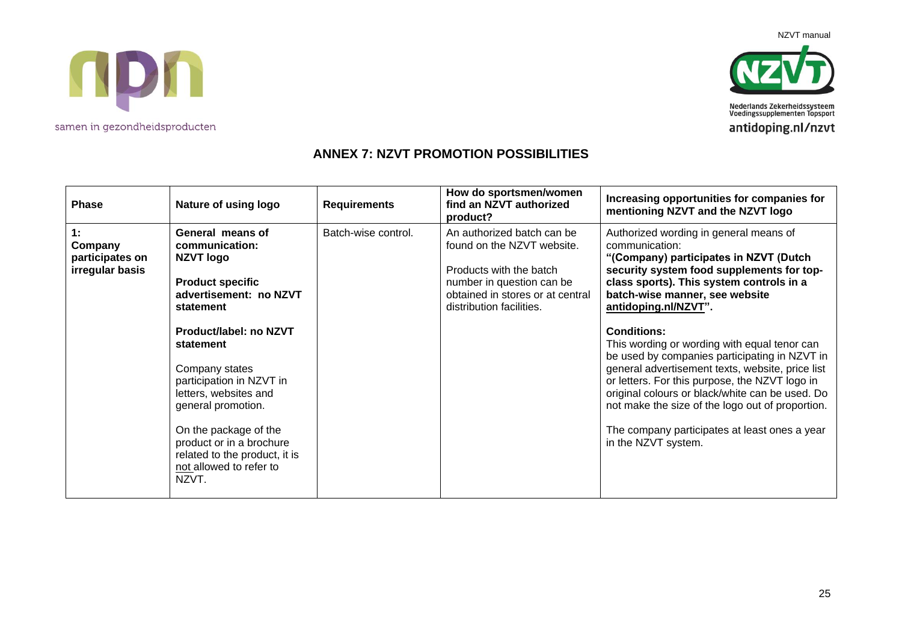## ANNEX 7: NZVT PROMOTION POSSIBILITIES

| Phase | Nature of using logo | Requirements | How do sportsmen/women find an NZVT authorized product? | Increasing opportunities for companies for mentioning NZVT and the NZVT logo |
|---|---|---|---|---|
| **1: Company participates on irregular basis** | **General means of communication: NZVT logo**<br><br>**Product specific advertisement: no NZVT statement**<br><br>**Product/label: no NZVT statement**<br><br>Company states participation in NZVT in letters, websites and general promotion.<br><br>On the package of the product or in a brochure related to the product, it is not allowed to refer to NZVT. | Batch-wise control. | An authorized batch can be found on the NZVT website.<br><br>Products with the batch number in question can be obtained in stores or at central distribution facilities. | Authorized wording in general means of communication:<br>**"(Company) participates in NZVT (Dutch security system food supplements for top-class sports). This system controls in a batch-wise manner, see website antidoping.nl/NZVT".**<br><br>**Conditions:**<br>This wording or wording with equal tenor can be used by companies participating in NZVT in general advertisement texts, website, price list or letters. For this purpose, the NZVT logo in original colours or black/white can be used. Do not make the size of the logo out of proportion.<br><br>The company participates at least ones a year in the NZVT system. |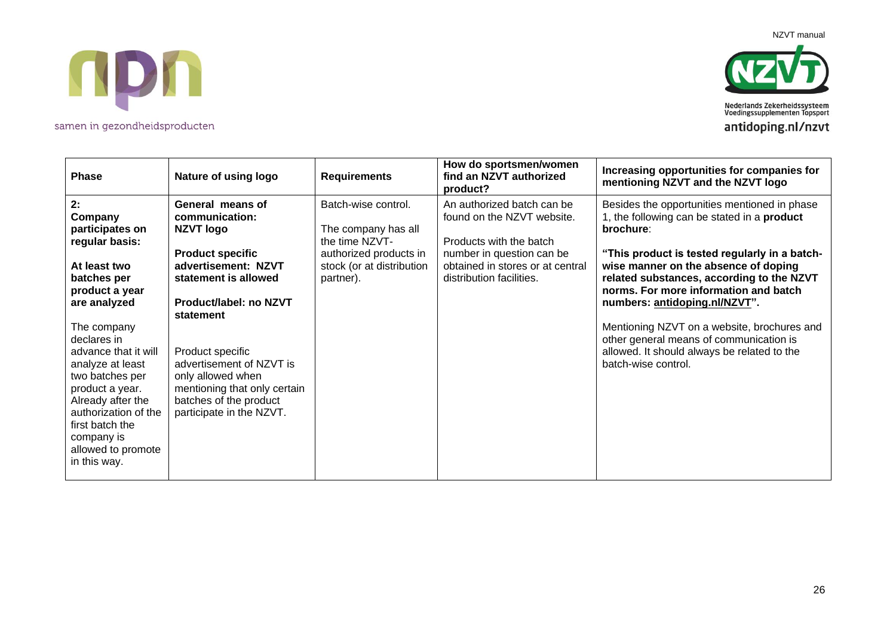| Phase | Nature of using logo | Requirements | How do sportsmen/women find an NZVT authorized product? | Increasing opportunities for companies for mentioning NZVT and the NZVT logo |
|---|---|---|---|---|
| **2: Company participates on regular basis:**<br><br>**At least two batches per product a year are analyzed**<br><br>The company declares in advance that it will analyze at least two batches per product a year. Already after the authorization of the first batch the company is allowed to promote in this way. | **General means of communication: NZVT logo**<br><br>**Product specific advertisement: NZVT statement is allowed**<br><br>**Product/label: no NZVT statement**<br><br>Product specific advertisement of NZVT is only allowed when mentioning that only certain batches of the product participate in the NZVT. | Batch-wise control.<br><br>The company has all the time NZVT-authorized products in stock (or at distribution partner). | An authorized batch can be found on the NZVT website.<br><br>Products with the batch number in question can be obtained in stores or at central distribution facilities. | Besides the opportunities mentioned in phase 1, the following can be stated in a **product brochure**:<br><br>**"This product is tested regularly in a batch-wise manner on the absence of doping related substances, according to the NZVT norms. For more information and batch numbers: antidoping.nl/NZVT".**<br><br>Mentioning NZVT on a website, brochures and other general means of communication is allowed. It should always be related to the batch-wise control. |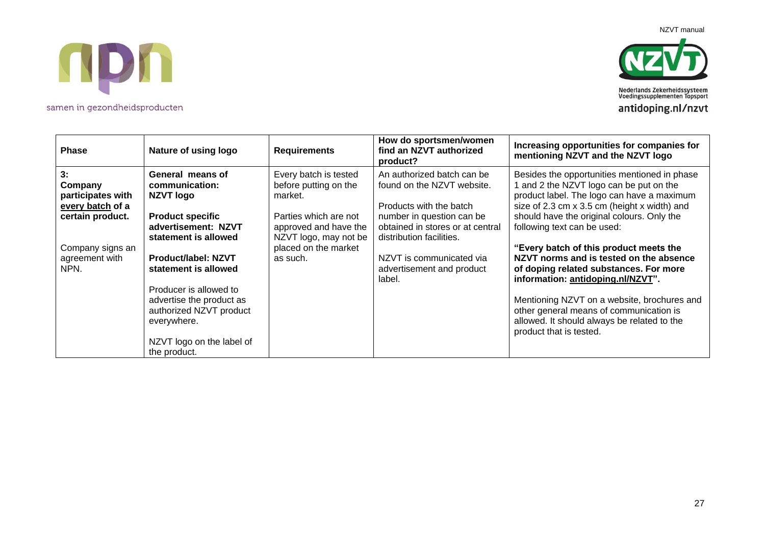| Phase | Nature of using logo | Requirements | How do sportsmen/women find an NZVT authorized product? | Increasing opportunities for companies for mentioning NZVT and the NZVT logo |
|---|---|---|---|---|
| **3: Company participates with every batch of a certain product.**<br><br>Company signs an agreement with NPN. | **General means of communication: NZVT logo**<br><br>**Product specific advertisement: NZVT statement is allowed**<br><br>**Product/label: NZVT statement is allowed**<br><br>Producer is allowed to advertise the product as authorized NZVT product everywhere.<br><br>NZVT logo on the label of the product. | Every batch is tested before putting on the market.<br><br>Parties which are not approved and have the NZVT logo, may not be placed on the market as such. | An authorized batch can be found on the NZVT website.<br><br>Products with the batch number in question can be obtained in stores or at central distribution facilities.<br><br>NZVT is communicated via advertisement and product label. | Besides the opportunities mentioned in phase 1 and 2 the NZVT logo can be put on the product label. The logo can have a maximum size of 2.3 cm x 3.5 cm (height x width) and should have the original colours. Only the following text can be used:<br><br>**"Every batch of this product meets the NZVT norms and is tested on the absence of doping related substances. For more information: antidoping.nl/NZVT".**<br><br>Mentioning NZVT on a website, brochures and other general means of communication is allowed. It should always be related to the product that is tested. |